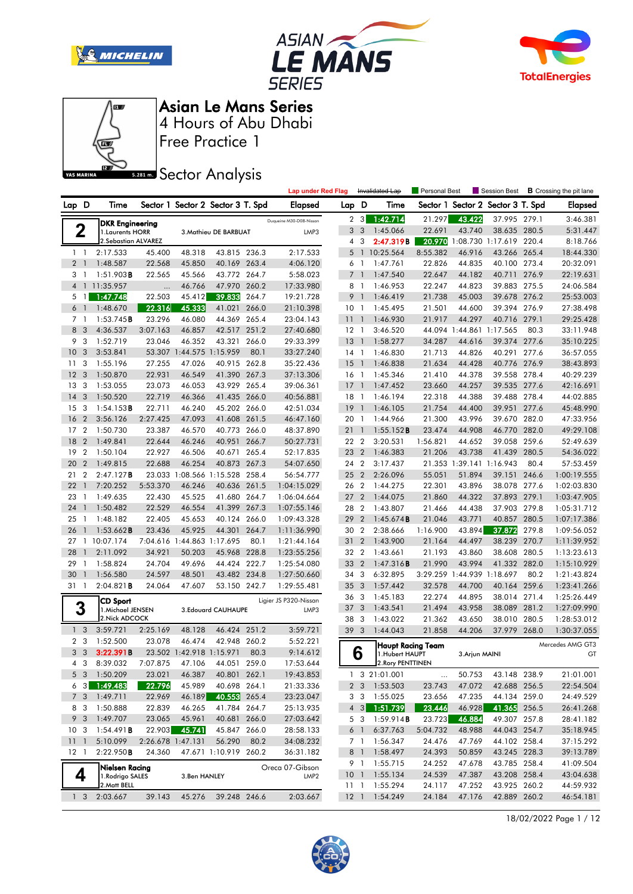# Asian Le Mans Series

## 4 Hours of Abu Dhabi

## Free Practice 1

## Sector Analysis

YAS MARINA 5.281 m.

Lap under Red Flag | Invalidated Lap | Personal Best | Session Best | **B** Crossing the pit lane

### 2 — DKR Engineering — Duqueine M30-D08-Nissan — LMP3

1.Laurents HORR, 2.Sebastian ALVAREZ, 3.Mathieu DE BARBUAT

| Lap | D | Time | Sector 1 | Sector 2 | Sector 3 | T. Spd | Elapsed |
|---|---|---|---|---|---|---|---|
| 1 | 1 | 2:17.533 | 45.400 | 48.318 | 43.815 | 236.3 | 2:17.533 |
| 2 | 1 | 1:48.587 | 22.568 | 45.850 | 40.169 | 263.4 | 4:06.120 |
| 3 | 1 | 1:51.903B | 22.565 | 45.566 | 43.772 | 264.7 | 5:58.023 |
| 4 | 1 | 11:35.957 | ... | 46.766 | 47.970 | 260.2 | 17:33.980 |
| 5 | 1 | 1:47.748 | 22.503 | 45.412 | 39.833 | 264.7 | 19:21.728 |
| 6 | 1 | 1:48.670 | 22.316 | 45.333 | 41.021 | 266.0 | 21:10.398 |
| 7 | 1 | 1:53.745B | 23.296 | 46.080 | 44.369 | 265.4 | 23:04.143 |
| 8 | 3 | 4:36.537 | 3:07.163 | 46.857 | 42.517 | 251.2 | 27:40.680 |
| 9 | 3 | 1:52.719 | 23.046 | 46.352 | 43.321 | 266.0 | 29:33.399 |
| 10 | 3 | 3:53.841 | 53.307 | 1:44.575 | 1:15.959 | 80.1 | 33:27.240 |
| 11 | 3 | 1:55.196 | 27.255 | 47.026 | 40.915 | 262.8 | 35:22.436 |
| 12 | 3 | 1:50.870 | 22.931 | 46.549 | 41.390 | 267.3 | 37:13.306 |
| 13 | 3 | 1:53.055 | 23.073 | 46.053 | 43.929 | 265.4 | 39:06.361 |
| 14 | 3 | 1:50.520 | 22.719 | 46.366 | 41.435 | 266.0 | 40:56.881 |
| 15 | 3 | 1:54.153B | 22.711 | 46.240 | 45.202 | 266.0 | 42:51.034 |
| 16 | 2 | 3:56.126 | 2:27.425 | 47.093 | 41.608 | 261.5 | 46:47.160 |
| 17 | 2 | 1:50.730 | 23.387 | 46.570 | 40.773 | 266.0 | 48:37.890 |
| 18 | 2 | 1:49.841 | 22.644 | 46.246 | 40.951 | 266.7 | 50:27.731 |
| 19 | 2 | 1:50.104 | 22.927 | 46.506 | 40.671 | 265.4 | 52:17.835 |
| 20 | 2 | 1:49.815 | 22.688 | 46.254 | 40.873 | 267.3 | 54:07.650 |
| 21 | 2 | 2:47.127B | 23.033 | 1:08.566 | 1:15.528 | 258.4 | 56:54.777 |
| 22 | 1 | 7:20.252 | 5:53.370 | 46.246 | 40.636 | 261.5 | 1:04:15.029 |
| 23 | 1 | 1:49.635 | 22.430 | 45.525 | 41.680 | 264.7 | 1:06:04.664 |
| 24 | 1 | 1:50.482 | 22.529 | 46.554 | 41.399 | 267.3 | 1:07:55.146 |
| 25 | 1 | 1:48.182 | 22.405 | 45.653 | 40.124 | 266.0 | 1:09:43.328 |
| 26 | 1 | 1:53.662B | 23.436 | 45.925 | 44.301 | 264.7 | 1:11:36.990 |
| 27 | 1 | 10:07.174 | 7:04.616 | 1:44.863 | 1:17.695 | 80.1 | 1:21:44.164 |
| 28 | 1 | 2:11.092 | 34.921 | 50.203 | 45.968 | 228.8 | 1:23:55.256 |
| 29 | 1 | 1:58.824 | 24.704 | 49.696 | 44.424 | 222.7 | 1:25:54.080 |
| 30 | 1 | 1:56.580 | 24.597 | 48.501 | 43.482 | 234.8 | 1:27:50.660 |
| 31 | 1 | 2:04.821B | 24.064 | 47.607 | 53.150 | 242.7 | 1:29:55.481 |

### 3 — CD Sport — Ligier JS P320-Nissan — LMP3

1.Michael JENSEN, 2.Nick ADCOCK, 3.Edouard CAUHAUPE

| Lap | D | Time | Sector 1 | Sector 2 | Sector 3 | T. Spd | Elapsed |
|---|---|---|---|---|---|---|---|
| 1 | 3 | 3:59.721 | 2:25.169 | 48.128 | 46.424 | 251.2 | 3:59.721 |
| 2 | 3 | 1:52.500 | 23.078 | 46.474 | 42.948 | 260.2 | 5:52.221 |
| 3 | 3 | 3:22.391B | 23.502 | 1:42.918 | 1:15.971 | 80.3 | 9:14.612 |
| 4 | 3 | 8:39.032 | 7:07.875 | 47.106 | 44.051 | 259.0 | 17:53.644 |
| 5 | 3 | 1:50.209 | 23.021 | 46.387 | 40.801 | 262.1 | 19:43.853 |
| 6 | 3 | 1:49.483 | 22.796 | 45.989 | 40.698 | 264.1 | 21:33.336 |
| 7 | 3 | 1:49.711 | 22.969 | 46.189 | 40.553 | 265.4 | 23:23.047 |
| 8 | 3 | 1:50.888 | 22.839 | 46.265 | 41.784 | 264.7 | 25:13.935 |
| 9 | 3 | 1:49.707 | 23.065 | 45.961 | 40.681 | 266.0 | 27:03.642 |
| 10 | 3 | 1:54.491B | 22.903 | 45.741 | 45.847 | 266.0 | 28:58.133 |
| 11 | 1 | 5:10.099 | 2:26.678 | 1:47.131 | 56.290 | 80.2 | 34:08.232 |
| 12 | 1 | 2:22.950B | 24.360 | 47.671 | 1:10.919 | 260.2 | 36:31.182 |

### 4 — Nielsen Racing — Oreca 07-Gibson — LMP2

1.Rodrigo SALES, 2.Matt BELL, 3.Ben HANLEY

| Lap | D | Time | Sector 1 | Sector 2 | Sector 3 | T. Spd | Elapsed |
|---|---|---|---|---|---|---|---|
| 1 | 3 | 2:03.667 | 39.143 | 45.276 | 39.248 | 246.6 | 2:03.667 |
| 2 | 3 | 1:42.714 | 21.297 | 43.422 | 37.995 | 279.1 | 3:46.381 |
| 3 | 3 | 1:45.066 | 22.691 | 43.740 | 38.635 | 280.5 | 5:31.447 |
| 4 | 3 | 2:47.319B | 20.970 | 1:08.730 | 1:17.619 | 220.4 | 8:18.766 |
| 5 | 1 | 10:25.564 | 8:55.382 | 46.916 | 43.266 | 265.4 | 18:44.330 |
| 6 | 1 | 1:47.761 | 22.826 | 44.835 | 40.100 | 273.4 | 20:32.091 |
| 7 | 1 | 1:47.540 | 22.647 | 44.182 | 40.711 | 276.9 | 22:19.631 |
| 8 | 1 | 1:46.953 | 22.247 | 44.823 | 39.883 | 275.5 | 24:06.584 |
| 9 | 1 | 1:46.419 | 21.738 | 45.003 | 39.678 | 276.2 | 25:53.003 |
| 10 | 1 | 1:45.495 | 21.501 | 44.600 | 39.394 | 276.9 | 27:38.498 |
| 11 | 1 | 1:46.930 | 21.917 | 44.297 | 40.716 | 279.1 | 29:25.428 |
| 12 | 1 | 3:46.520 | 44.094 | 1:44.861 | 1:17.565 | 80.3 | 33:11.948 |
| 13 | 1 | 1:58.277 | 34.287 | 44.616 | 39.374 | 277.6 | 35:10.225 |
| 14 | 1 | 1:46.830 | 21.713 | 44.826 | 40.291 | 277.6 | 36:57.055 |
| 15 | 1 | 1:46.838 | 21.634 | 44.428 | 40.776 | 276.9 | 38:43.893 |
| 16 | 1 | 1:45.346 | 21.410 | 44.378 | 39.558 | 278.4 | 40:29.239 |
| 17 | 1 | 1:47.452 | 23.660 | 44.257 | 39.535 | 277.6 | 42:16.691 |
| 18 | 1 | 1:46.194 | 22.318 | 44.388 | 39.488 | 278.4 | 44:02.885 |
| 19 | 1 | 1:46.105 | 21.754 | 44.400 | 39.951 | 277.6 | 45:48.990 |
| 20 | 1 | 1:44.966 | 21.300 | 43.996 | 39.670 | 282.0 | 47:33.956 |
| 21 | 1 | 1:55.152B | 23.474 | 44.908 | 46.770 | 282.0 | 49:29.108 |
| 22 | 2 | 3:20.531 | 1:56.821 | 44.652 | 39.058 | 259.6 | 52:49.639 |
| 23 | 2 | 1:46.383 | 21.206 | 43.738 | 41.439 | 280.5 | 54:36.022 |
| 24 | 2 | 3:17.437 | 21.353 | 1:39.141 | 1:16.943 | 80.4 | 57:53.459 |
| 25 | 2 | 2:26.096 | 55.051 | 51.894 | 39.151 | 246.6 | 1:00:19.555 |
| 26 | 2 | 1:44.275 | 22.301 | 43.896 | 38.078 | 277.6 | 1:02:03.830 |
| 27 | 2 | 1:44.075 | 21.860 | 44.322 | 37.893 | 279.1 | 1:03:47.905 |
| 28 | 2 | 1:43.807 | 21.466 | 44.438 | 37.903 | 279.8 | 1:05:31.712 |
| 29 | 2 | 1:45.674B | 21.046 | 43.771 | 40.857 | 280.5 | 1:07:17.386 |
| 30 | 2 | 2:38.666 | 1:16.900 | 43.894 | 37.872 | 279.8 | 1:09:56.052 |
| 31 | 2 | 1:43.900 | 21.164 | 44.497 | 38.239 | 270.7 | 1:11:39.952 |
| 32 | 2 | 1:43.661 | 21.193 | 43.860 | 38.608 | 280.5 | 1:13:23.613 |
| 33 | 2 | 1:47.316B | 21.990 | 43.994 | 41.332 | 282.0 | 1:15:10.929 |
| 34 | 3 | 6:32.895 | 3:29.259 | 1:44.935 | 1:18.697 | 80.2 | 1:21:43.824 |
| 35 | 3 | 1:57.442 | 32.578 | 44.700 | 40.164 | 259.6 | 1:23:41.266 |
| 36 | 3 | 1:45.183 | 22.274 | 44.895 | 38.014 | 271.4 | 1:25:26.449 |
| 37 | 3 | 1:43.541 | 21.494 | 43.958 | 38.089 | 281.2 | 1:27:09.990 |
| 38 | 3 | 1:43.022 | 21.362 | 43.650 | 38.010 | 280.5 | 1:28:53.012 |
| 39 | 3 | 1:44.043 | 21.858 | 44.206 | 37.979 | 268.0 | 1:30:37.055 |

### 6 — Haupt Racing Team — Mercedes AMG GT3 — GT

1.Hubert HAUPT, 2.Rory PENTTINEN, 3.Arjun MAINI

| Lap | D | Time | Sector 1 | Sector 2 | Sector 3 | T. Spd | Elapsed |
|---|---|---|---|---|---|---|---|
| 1 | 3 | 21:01.001 | ... | 50.753 | 43.148 | 238.9 | 21:01.001 |
| 2 | 3 | 1:53.503 | 23.743 | 47.072 | 42.688 | 256.5 | 22:54.504 |
| 3 | 3 | 1:55.025 | 23.656 | 47.235 | 44.134 | 259.0 | 24:49.529 |
| 4 | 3 | 1:51.739 | 23.446 | 46.928 | 41.365 | 256.5 | 26:41.268 |
| 5 | 3 | 1:59.914B | 23.723 | 46.884 | 49.307 | 257.8 | 28:41.182 |
| 6 | 1 | 6:37.763 | 5:04.732 | 48.988 | 44.043 | 254.7 | 35:18.945 |
| 7 | 1 | 1:56.347 | 24.476 | 47.769 | 44.102 | 258.4 | 37:15.292 |
| 8 | 1 | 1:58.497 | 24.393 | 50.859 | 43.245 | 228.3 | 39:13.789 |
| 9 | 1 | 1:55.715 | 24.252 | 47.678 | 43.785 | 258.4 | 41:09.504 |
| 10 | 1 | 1:55.134 | 24.539 | 47.387 | 43.208 | 258.4 | 43:04.638 |
| 11 | 1 | 1:55.294 | 24.117 | 47.252 | 43.925 | 260.2 | 44:59.932 |
| 12 | 1 | 1:54.249 | 24.184 | 47.176 | 42.889 | 260.2 | 46:54.181 |

18/02/2022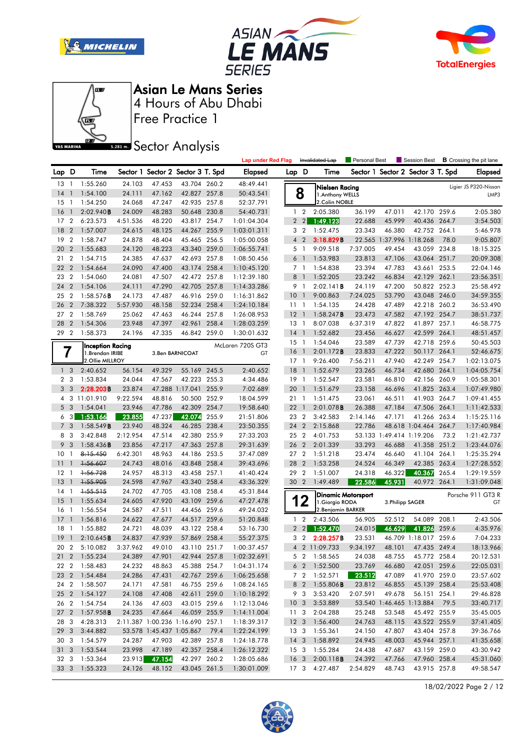# Asian Le Mans Series

## 4 Hours of Abu Dhabi

## Free Practice 1

## Sector Analysis

Lap under Red Flag | ~~Invalidated Lap~~ | Personal Best | Session Best | **B** Crossing the pit lane

| Lap | D | Time | Sector 1 | Sector 2 | Sector 3 | T. Spd | Elapsed |
|---|---|---|---|---|---|---|---|
| 13 | 1 | 1:55.260 | 24.103 | 47.453 | 43.704 | 260.2 | 48:49.441 |
| 14 | 1 | 1:54.100 | 24.111 | 47.162 | 42.827 | 257.8 | 50:43.541 |
| 15 | 1 | 1:54.250 | 24.068 | 47.247 | 42.935 | 257.8 | 52:37.791 |
| 16 | 1 | 2:02.940**B** | 24.009 | 48.283 | 50.648 | 230.8 | 54:40.731 |
| 17 | 2 | 6:23.573 | 4:51.536 | 48.220 | 43.817 | 254.7 | 1:01:04.304 |
| 18 | 2 | 1:57.007 | 24.615 | 48.125 | 44.267 | 255.9 | 1:03:01.311 |
| 19 | 2 | 1:58.747 | 24.878 | 48.404 | 45.465 | 256.5 | 1:05:00.058 |
| 20 | 2 | 1:55.683 | 24.120 | 48.223 | 43.340 | 259.0 | 1:06:55.741 |
| 21 | 2 | 1:54.715 | 24.385 | 47.637 | 42.693 | 257.8 | 1:08:50.456 |
| 22 | 2 | 1:54.664 | 24.090 | 47.400 | 43.174 | 258.4 | 1:10:45.120 |
| 23 | 2 | 1:54.060 | 24.081 | 47.507 | 42.472 | 257.8 | 1:12:39.180 |
| 24 | 2 | 1:54.106 | 24.111 | 47.290 | 42.705 | 257.8 | 1:14:33.286 |
| 25 | 2 | 1:58.576**B** | 24.173 | 47.487 | 46.916 | 259.0 | 1:16:31.862 |
| 26 | 2 | 7:38.322 | 5:57.930 | 48.158 | 52.234 | 258.4 | 1:24:10.184 |
| 27 | 2 | 1:58.769 | 25.062 | 47.463 | 46.244 | 257.8 | 1:26:08.953 |
| 28 | 2 | 1:54.306 | 23.948 | 47.397 | 42.961 | 258.4 | 1:28:03.259 |
| 29 | 2 | 1:58.373 | 24.196 | 47.335 | 46.842 | 259.0 | 1:30:01.632 |

**7 — Inception Racing** — McLaren 720S GT3 — GT
1.Brendan IRIBE / 2.Ollie MILLROY / 3.Ben BARNICOAT

| Lap | D | Time | Sector 1 | Sector 2 | Sector 3 | T. Spd | Elapsed |
|---|---|---|---|---|---|---|---|
| 1 | 3 | 2:40.652 | 56.154 | 49.329 | 55.169 | 245.5 | 2:40.652 |
| 2 | 3 | 1:53.834 | 24.044 | 47.567 | 42.223 | 255.3 | 4:34.486 |
| 3 | 3 | 2:28.203**B** | 23.874 | 47.288 | 1:17.041 | 255.9 | 7:02.689 |
| 4 | 3 | 11:01.910 | 9:22.594 | 48.816 | 50.500 | 252.9 | 18:04.599 |
| 5 | 3 | 1:54.041 | 23.946 | 47.786 | 42.309 | 254.7 | 19:58.640 |
| 6 | 3 | 1:53.166 | 23.855 | 47.237 | 42.074 | 255.9 | 21:51.806 |
| 7 | 3 | 1:58.549**B** | 23.940 | 48.324 | 46.285 | 238.4 | 23:50.355 |
| 8 | 3 | 3:42.848 | 2:12.954 | 47.514 | 42.380 | 255.9 | 27:33.203 |
| 9 | 3 | 1:58.436**B** | 23.856 | 47.217 | 47.363 | 257.8 | 29:31.639 |
| 10 | 1 | ~~8:15.450~~ | 6:42.301 | 48.963 | 44.186 | 253.5 | 37:47.089 |
| 11 | 1 | ~~1:56.607~~ | 24.743 | 48.016 | 43.848 | 258.4 | 39:43.696 |
| 12 | 1 | ~~1:56.728~~ | 24.957 | 48.313 | 43.458 | 257.1 | 41:40.424 |
| 13 | 1 | ~~1:55.905~~ | 24.598 | 47.967 | 43.340 | 258.4 | 43:36.329 |
| 14 | 1 | ~~1:55.515~~ | 24.702 | 47.705 | 43.108 | 258.4 | 45:31.844 |
| 15 | 1 | 1:55.634 | 24.605 | 47.920 | 43.109 | 259.6 | 47:27.478 |
| 16 | 1 | 1:56.554 | 24.587 | 47.511 | 44.456 | 259.6 | 49:24.032 |
| 17 | 1 | 1:56.816 | 24.622 | 47.677 | 44.517 | 259.6 | 51:20.848 |
| 18 | 1 | 1:55.882 | 24.721 | 48.039 | 43.122 | 258.4 | 53:16.730 |
| 19 | 1 | 2:10.645**B** | 24.837 | 47.939 | 57.869 | 258.4 | 55:27.375 |
| 20 | 2 | 5:10.082 | 3:37.962 | 49.010 | 43.110 | 251.7 | 1:00:37.457 |
| 21 | 2 | 1:55.234 | 24.389 | 47.901 | 42.944 | 257.8 | 1:02:32.691 |
| 22 | 2 | 1:58.483 | 24.232 | 48.863 | 45.388 | 254.7 | 1:04:31.174 |
| 23 | 2 | 1:54.484 | 24.286 | 47.431 | 42.767 | 259.6 | 1:06:25.658 |
| 24 | 2 | 1:58.507 | 24.171 | 47.581 | 46.755 | 259.6 | 1:08:24.165 |
| 25 | 2 | 1:54.127 | 24.108 | 47.408 | 42.611 | 259.0 | 1:10:18.292 |
| 26 | 2 | 1:54.754 | 24.136 | 47.603 | 43.015 | 259.6 | 1:12:13.046 |
| 27 | 2 | 1:57.958**B** | 24.235 | 47.664 | 46.059 | 255.9 | 1:14:11.004 |
| 28 | 3 | 4:28.313 | 2:11.387 | 1:00.236 | 1:16.690 | 257.1 | 1:18:39.317 |
| 29 | 3 | 3:44.882 | 53.578 | 1:45.437 | 1:05.867 | 79.4 | 1:22:24.199 |
| 30 | 3 | 1:54.579 | 24.287 | 47.903 | 42.389 | 257.8 | 1:24:18.778 |
| 31 | 3 | 1:53.544 | 23.998 | 47.189 | 42.357 | 258.4 | 1:26:12.322 |
| 32 | 3 | 1:53.364 | 23.913 | 47.154 | 42.297 | 260.2 | 1:28:05.686 |
| 33 | 3 | 1:55.323 | 24.126 | 48.152 | 43.045 | 261.5 | 1:30:01.009 |

**8 — Nielsen Racing** — Ligier JS P320-Nissan — LMP3
1.Anthony WELLS / 2.Colin NOBLE

| Lap | D | Time | Sector 1 | Sector 2 | Sector 3 | T. Spd | Elapsed |
|---|---|---|---|---|---|---|---|
| 1 | 2 | 2:05.380 | 36.199 | 47.011 | 42.170 | 259.6 | 2:05.380 |
| 2 | 2 | 1:49.123 | 22.688 | 45.999 | 40.436 | 264.7 | 3:54.503 |
| 3 | 2 | 1:52.475 | 23.343 | 46.380 | 42.752 | 264.1 | 5:46.978 |
| 4 | 2 | 3:18.829**B** | 22.565 | 1:37.996 | 1:18.268 | 78.0 | 9:05.807 |
| 5 | 1 | 9:09.518 | 7:37.005 | 49.454 | 43.059 | 234.8 | 18:15.325 |
| 6 | 1 | 1:53.983 | 23.813 | 47.106 | 43.064 | 251.7 | 20:09.308 |
| 7 | 1 | 1:54.838 | 23.394 | 47.783 | 43.661 | 253.5 | 22:04.146 |
| 8 | 1 | 1:52.205 | 23.242 | 46.834 | 42.129 | 262.1 | 23:56.351 |
| 9 | 1 | 2:02.141**B** | 24.119 | 47.200 | 50.822 | 252.3 | 25:58.492 |
| 10 | 1 | 9:00.863 | 7:24.025 | 53.790 | 43.048 | 246.0 | 34:59.355 |
| 11 | 1 | 1:54.135 | 24.428 | 47.489 | 42.218 | 260.2 | 36:53.490 |
| 12 | 1 | 1:58.247**B** | 23.473 | 47.582 | 47.192 | 254.7 | 38:51.737 |
| 13 | 1 | 8:07.038 | 6:37.319 | 47.822 | 41.897 | 257.1 | 46:58.775 |
| 14 | 1 | 1:52.682 | 23.456 | 46.627 | 42.599 | 264.1 | 48:51.457 |
| 15 | 1 | 1:54.046 | 23.589 | 47.739 | 42.718 | 259.6 | 50:45.503 |
| 16 | 1 | 2:01.172**B** | 23.833 | 47.222 | 50.117 | 264.1 | 52:46.675 |
| 17 | 1 | 9:26.400 | 7:56.211 | 47.940 | 42.249 | 254.7 | 1:02:13.075 |
| 18 | 1 | 1:52.679 | 23.265 | 46.734 | 42.680 | 264.1 | 1:04:05.754 |
| 19 | 1 | 1:52.547 | 23.581 | 46.810 | 42.156 | 260.9 | 1:05:58.301 |
| 20 | 1 | 1:51.679 | 23.158 | 46.696 | 41.825 | 263.4 | 1:07:49.980 |
| 21 | 1 | 1:51.475 | 23.061 | 46.511 | 41.903 | 264.7 | 1:09:41.455 |
| 22 | 1 | 2:01.078**B** | 26.388 | 47.184 | 47.506 | 264.1 | 1:11:42.533 |
| 23 | 2 | 3:42.583 | 2:14.146 | 47.171 | 41.266 | 263.4 | 1:15:25.116 |
| 24 | 2 | 2:15.868 | 22.786 | 48.618 | 1:04.464 | 264.7 | 1:17:40.984 |
| 25 | 2 | 4:01.753 | 53.133 | 1:49.414 | 1:19.206 | 73.2 | 1:21:42.737 |
| 26 | 2 | 2:01.339 | 33.293 | 46.688 | 41.358 | 251.2 | 1:23:44.076 |
| 27 | 2 | 1:51.218 | 23.474 | 46.640 | 41.104 | 264.1 | 1:25:35.294 |
| 28 | 2 | 1:53.258 | 24.524 | 46.349 | 42.385 | 263.4 | 1:27:28.552 |
| 29 | 2 | 1:51.007 | 24.318 | 46.322 | 40.367 | 265.4 | 1:29:19.559 |
| 30 | 2 | 1:49.489 | 22.586 | 45.931 | 40.972 | 264.1 | 1:31:09.048 |

**12 — Dinamic Motorsport** — Porsche 911 GT3 R — GT
1.Giorgio RODA / 2.Benjamin BARKER / 3.Philipp SAGER

| Lap | D | Time | Sector 1 | Sector 2 | Sector 3 | T. Spd | Elapsed |
|---|---|---|---|---|---|---|---|
| 1 | 2 | 2:43.506 | 56.905 | 52.512 | 54.089 | 208.1 | 2:43.506 |
| 2 | 2 | 1:52.470 | 24.015 | 46.629 | 41.826 | 259.6 | 4:35.976 |
| 3 | 2 | 2:28.257**B** | 23.531 | 46.709 | 1:18.017 | 259.6 | 7:04.233 |
| 4 | 2 | 11:09.733 | 9:34.197 | 48.101 | 47.435 | 249.4 | 18:13.966 |
| 5 | 2 | 1:58.565 | 24.038 | 48.755 | 45.772 | 258.4 | 20:12.531 |
| 6 | 2 | 1:52.500 | 23.769 | 46.680 | 42.051 | 259.6 | 22:05.031 |
| 7 | 2 | 1:52.571 | 23.512 | 47.089 | 41.970 | 259.0 | 23:57.602 |
| 8 | 2 | 1:55.806**B** | 23.812 | 46.855 | 45.139 | 258.4 | 25:53.408 |
| 9 | 3 | 3:53.420 | 2:07.591 | 49.678 | 56.151 | 254.1 | 29:46.828 |
| 10 | 3 | 3:53.889 | 53.540 | 1:46.465 | 1:13.884 | 79.5 | 33:40.717 |
| 11 | 3 | 2:04.288 | 25.248 | 53.548 | 45.492 | 255.9 | 35:45.005 |
| 12 | 3 | 1:56.400 | 24.763 | 48.115 | 43.522 | 255.9 | 37:41.405 |
| 13 | 3 | 1:55.361 | 24.150 | 47.807 | 43.404 | 257.8 | 39:36.766 |
| 14 | 3 | 1:58.892 | 24.945 | 48.003 | 45.944 | 257.1 | 41:35.658 |
| 15 | 3 | 1:55.284 | 24.438 | 47.687 | 43.159 | 259.0 | 43:30.942 |
| 16 | 3 | 2:00.118**B** | 24.392 | 47.766 | 47.960 | 258.4 | 45:31.060 |
| 17 | 3 | 4:27.487 | 2:54.829 | 48.743 | 43.915 | 257.8 | 49:58.547 |

18/02/2022 Page 2 / 12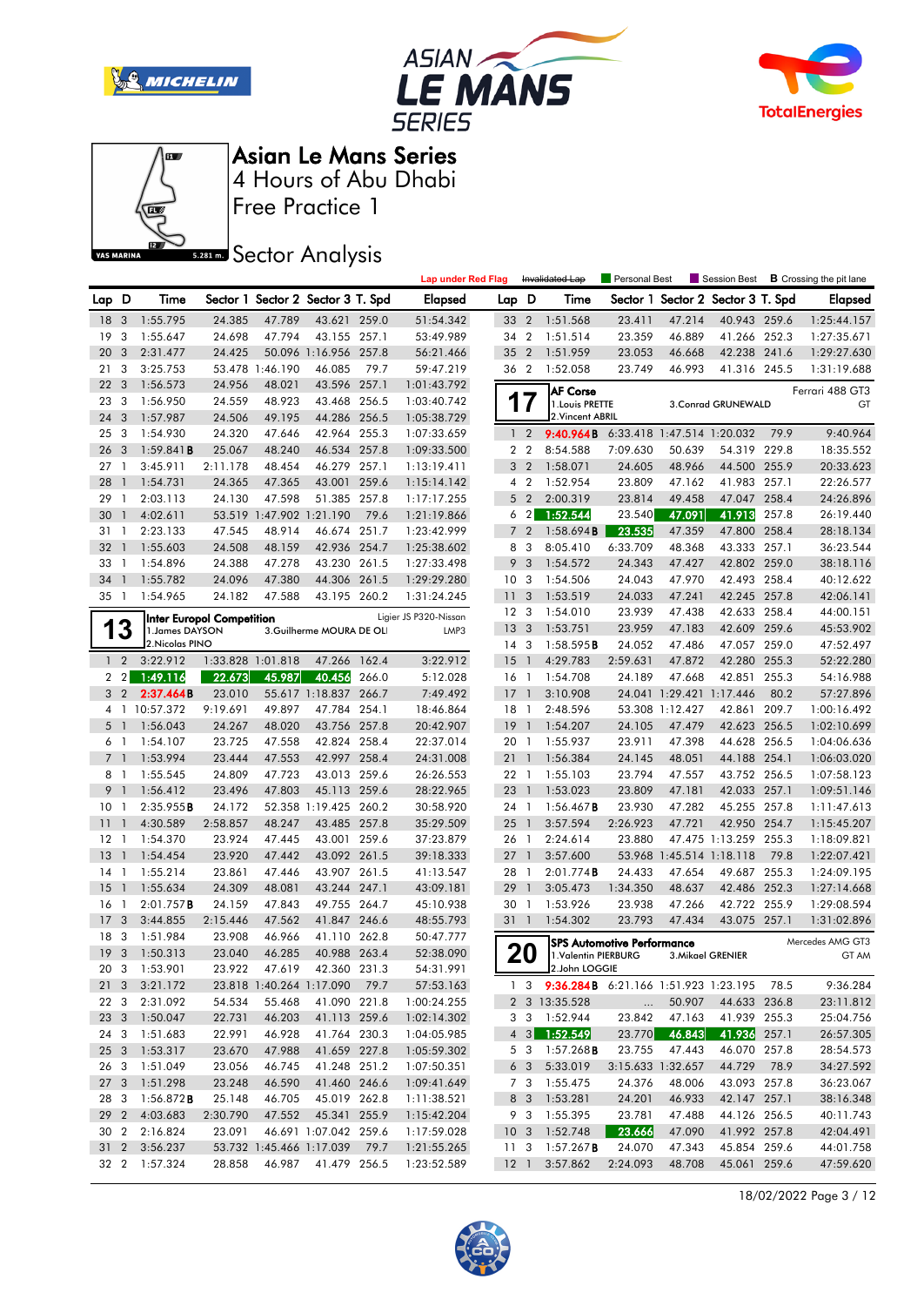# Asian Le Mans Series

4 Hours of Abu Dhabi

Free Practice 1

## Sector Analysis

Lap under Red Flag | ~~Invalidated Lap~~ | Personal Best | Session Best | **B** Crossing the pit lane

| Lap | D | Time | Sector 1 | Sector 2 | Sector 3 | T. Spd | Elapsed |
|---|---|---|---|---|---|---|---|
| 18 | 3 | 1:55.795 | 24.385 | 47.789 | 43.621 | 259.0 | 51:54.342 |
| 19 | 3 | 1:55.647 | 24.698 | 47.794 | 43.155 | 257.1 | 53:49.989 |
| 20 | 3 | 2:31.477 | 24.425 | 50.096 | 1:16.956 | 257.8 | 56:21.466 |
| 21 | 3 | 3:25.753 | 53.478 | 1:46.190 | 46.085 | 97.7 | 59:47.219 |
| 22 | 3 | 1:56.573 | 24.956 | 48.021 | 43.596 | 257.1 | 1:01:43.792 |
| 23 | 3 | 1:56.950 | 24.559 | 48.923 | 43.468 | 256.5 | 1:03:40.742 |
| 24 | 3 | 1:57.987 | 24.506 | 49.195 | 44.286 | 256.5 | 1:05:38.729 |
| 25 | 3 | 1:54.930 | 24.320 | 47.646 | 42.964 | 255.3 | 1:07:33.659 |
| 26 | 3 | 1:59.841**B** | 25.067 | 48.240 | 46.534 | 257.8 | 1:09:33.500 |
| 27 | 1 | 3:45.911 | 2:11.178 | 48.454 | 46.279 | 257.1 | 1:13:19.411 |
| 28 | 1 | 1:54.731 | 24.365 | 47.365 | 43.001 | 259.6 | 1:15:14.142 |
| 29 | 1 | 2:03.113 | 24.130 | 47.598 | 51.385 | 257.8 | 1:17:17.255 |
| 30 | 1 | 4:02.611 | 53.519 | 1:47.902 | 1:21.190 | 79.6 | 1:21:19.866 |
| 31 | 1 | 2:23.133 | 47.545 | 48.914 | 46.674 | 251.7 | 1:23:42.999 |
| 32 | 1 | 1:55.603 | 24.508 | 48.159 | 42.936 | 254.7 | 1:25:38.602 |
| 33 | 1 | 1:54.896 | 24.388 | 47.278 | 43.230 | 261.5 | 1:27:33.498 |
| 34 | 1 | 1:55.782 | 24.096 | 47.380 | 44.306 | 261.5 | 1:29:29.280 |
| 35 | 1 | 1:54.965 | 24.182 | 47.588 | 43.195 | 260.2 | 1:31:24.245 |

**13** — **Inter Europol Competition** — Ligier JS P320-Nissan — LMP3
1. James DAYSON
2. Nicolas PINO
3. Guilherme MOURA DE OLI

| Lap | D | Time | Sector 1 | Sector 2 | Sector 3 | T. Spd | Elapsed |
|---|---|---|---|---|---|---|---|
| 1 | 2 | 3:22.912 | 1:33.828 | 1:01.818 | 47.266 | 162.4 | 3:22.912 |
| 2 | 2 | 1:49.116 | 22.673 | 45.987 | 40.456 | 266.0 | 5:12.028 |
| 3 | 2 | 2:37.464**B** | 23.010 | 55.617 | 1:18.837 | 266.7 | 7:49.492 |
| 4 | 1 | 10:57.372 | 9:19.691 | 49.897 | 47.784 | 254.1 | 18:46.864 |
| 5 | 1 | 1:56.043 | 24.267 | 48.020 | 43.756 | 257.8 | 20:42.907 |
| 6 | 1 | 1:54.107 | 23.725 | 47.558 | 42.824 | 258.4 | 22:37.014 |
| 7 | 1 | 1:53.994 | 23.444 | 47.553 | 42.997 | 258.4 | 24:31.008 |
| 8 | 1 | 1:55.545 | 24.809 | 47.723 | 43.013 | 259.6 | 26:26.553 |
| 9 | 1 | 1:56.412 | 23.496 | 47.803 | 45.113 | 259.6 | 28:22.965 |
| 10 | 1 | 2:35.955**B** | 24.172 | 52.358 | 1:19.425 | 260.2 | 30:58.920 |
| 11 | 1 | 4:30.589 | 2:58.857 | 48.247 | 43.485 | 257.8 | 35:29.509 |
| 12 | 1 | 1:54.370 | 23.924 | 47.445 | 43.001 | 259.6 | 37:23.879 |
| 13 | 1 | 1:54.454 | 23.920 | 47.442 | 43.092 | 261.5 | 39:18.333 |
| 14 | 1 | 1:55.214 | 23.861 | 47.446 | 43.907 | 261.5 | 41:13.547 |
| 15 | 1 | 1:55.634 | 24.309 | 48.081 | 43.244 | 247.1 | 43:09.181 |
| 16 | 1 | 2:01.757**B** | 24.159 | 47.843 | 49.755 | 264.7 | 45:10.938 |
| 17 | 3 | 3:44.855 | 2:15.446 | 47.562 | 41.847 | 246.6 | 48:55.793 |
| 18 | 3 | 1:51.984 | 23.908 | 46.966 | 41.110 | 262.8 | 50:47.777 |
| 19 | 3 | 1:50.313 | 23.040 | 46.285 | 40.988 | 263.4 | 52:38.090 |
| 20 | 3 | 1:53.901 | 23.922 | 47.619 | 42.360 | 231.3 | 54:31.991 |
| 21 | 3 | 3:21.172 | 23.818 | 1:40.264 | 1:17.090 | 79.7 | 57:53.163 |
| 22 | 3 | 2:31.092 | 54.534 | 55.468 | 41.090 | 221.8 | 1:00:24.255 |
| 23 | 3 | 1:50.047 | 22.731 | 46.203 | 41.113 | 259.6 | 1:02:14.302 |
| 24 | 3 | 1:51.683 | 22.991 | 46.928 | 41.764 | 230.3 | 1:04:05.985 |
| 25 | 3 | 1:53.317 | 23.670 | 47.988 | 41.659 | 227.8 | 1:05:59.302 |
| 26 | 3 | 1:51.049 | 23.056 | 46.745 | 41.248 | 251.2 | 1:07:50.351 |
| 27 | 3 | 1:51.298 | 23.248 | 46.590 | 41.460 | 246.6 | 1:09:41.649 |
| 28 | 3 | 1:56.872**B** | 25.148 | 46.705 | 45.019 | 262.8 | 1:11:38.521 |
| 29 | 2 | 4:03.683 | 2:30.790 | 47.552 | 45.341 | 255.9 | 1:15:42.204 |
| 30 | 2 | 2:16.824 | 23.091 | 46.691 | 1:07.042 | 259.6 | 1:17:59.028 |
| 31 | 2 | 3:56.237 | 53.732 | 1:45.466 | 1:17.039 | 79.7 | 1:21:55.265 |
| 32 | 2 | 1:57.324 | 28.858 | 46.987 | 41.479 | 256.5 | 1:23:52.589 |

| Lap | D | Time | Sector 1 | Sector 2 | Sector 3 | T. Spd | Elapsed |
|---|---|---|---|---|---|---|---|
| 33 | 2 | 1:51.568 | 23.411 | 47.214 | 40.943 | 259.6 | 1:25:44.157 |
| 34 | 2 | 1:51.514 | 23.359 | 46.889 | 41.266 | 252.3 | 1:27:35.671 |
| 35 | 2 | 1:51.959 | 23.053 | 46.668 | 42.238 | 241.6 | 1:29:27.630 |
| 36 | 2 | 1:52.058 | 23.749 | 46.993 | 41.316 | 245.5 | 1:31:19.688 |

**17** — **AF Corse** — Ferrari 488 GT3 — GT
1. Louis PRETTE
2. Vincent ABRIL
3. Conrad GRUNEWALD

| Lap | D | Time | Sector 1 | Sector 2 | Sector 3 | T. Spd | Elapsed |
|---|---|---|---|---|---|---|---|
| 1 | 2 | 9:40.964**B** | 6:33.418 | 1:47.514 | 1:20.032 | 79.9 | 9:40.964 |
| 2 | 2 | 8:54.588 | 7:09.630 | 50.639 | 54.319 | 229.8 | 18:35.552 |
| 3 | 2 | 1:58.071 | 24.605 | 48.966 | 44.500 | 255.9 | 20:33.623 |
| 4 | 2 | 1:52.954 | 23.809 | 47.162 | 41.983 | 257.1 | 22:26.577 |
| 5 | 2 | 2:00.319 | 23.814 | 49.458 | 47.047 | 258.4 | 24:26.896 |
| 6 | 2 | 1:52.544 | 23.540 | 47.091 | 41.913 | 257.8 | 26:19.440 |
| 7 | 2 | 1:58.694**B** | 23.535 | 47.359 | 47.800 | 258.4 | 28:18.134 |
| 8 | 3 | 8:05.410 | 6:33.709 | 48.368 | 43.333 | 257.1 | 36:23.544 |
| 9 | 3 | 1:54.572 | 24.343 | 47.427 | 42.802 | 259.0 | 38:18.116 |
| 10 | 3 | 1:54.506 | 24.043 | 47.970 | 42.493 | 258.4 | 40:12.622 |
| 11 | 3 | 1:53.519 | 24.033 | 47.241 | 42.245 | 257.8 | 42:06.141 |
| 12 | 3 | 1:54.010 | 23.939 | 47.438 | 42.633 | 258.4 | 44:00.151 |
| 13 | 3 | 1:53.751 | 23.959 | 47.183 | 42.609 | 259.6 | 45:53.902 |
| 14 | 3 | 1:58.595**B** | 24.052 | 47.486 | 47.057 | 259.0 | 47:52.497 |
| 15 | 1 | 4:29.783 | 2:59.631 | 47.872 | 42.280 | 255.3 | 52:22.280 |
| 16 | 1 | 1:54.708 | 24.189 | 47.668 | 42.851 | 255.3 | 54:16.988 |
| 17 | 1 | 3:10.908 | 24.041 | 1:29.421 | 1:17.446 | 80.2 | 57:27.896 |
| 18 | 1 | 2:48.596 | 53.308 | 1:12.427 | 42.861 | 209.7 | 1:00:16.492 |
| 19 | 1 | 1:54.207 | 24.105 | 47.479 | 42.623 | 256.5 | 1:02:10.699 |
| 20 | 1 | 1:55.937 | 23.911 | 47.398 | 44.628 | 256.5 | 1:04:06.636 |
| 21 | 1 | 1:56.384 | 24.145 | 48.051 | 44.188 | 254.1 | 1:06:03.020 |
| 22 | 1 | 1:55.103 | 23.794 | 47.557 | 43.752 | 256.5 | 1:07:58.123 |
| 23 | 1 | 1:53.023 | 23.809 | 47.181 | 42.033 | 257.1 | 1:09:51.146 |
| 24 | 1 | 1:56.467**B** | 23.930 | 47.282 | 45.255 | 257.8 | 1:11:47.613 |
| 25 | 1 | 3:57.594 | 2:26.923 | 47.721 | 42.950 | 254.7 | 1:15:45.207 |
| 26 | 1 | 2:24.614 | 23.880 | 47.475 | 1:13.259 | 255.3 | 1:18:09.821 |
| 27 | 1 | 3:57.600 | 53.968 | 1:45.514 | 1:18.118 | 79.8 | 1:22:07.421 |
| 28 | 1 | 2:01.774**B** | 24.433 | 47.654 | 49.687 | 255.3 | 1:24:09.195 |
| 29 | 1 | 3:05.473 | 1:34.350 | 48.637 | 42.486 | 252.3 | 1:27:14.668 |
| 30 | 1 | 1:53.926 | 23.938 | 47.266 | 42.722 | 255.9 | 1:29:08.594 |
| 31 | 1 | 1:54.302 | 23.793 | 47.434 | 43.075 | 257.1 | 1:31:02.896 |

**20** — **SPS Automotive Performance** — Mercedes AMG GT3 — GT AM
1. Valentin PIERBURG
2. John LOGGIE
3. Mikael GRENIER

| Lap | D | Time | Sector 1 | Sector 2 | Sector 3 | T. Spd | Elapsed |
|---|---|---|---|---|---|---|---|
| 1 | 3 | 9:36.284**B** | 6:21.166 | 1:51.923 | 1:23.195 | 78.5 | 9:36.284 |
| 2 | 3 | 13:35.528 | ... | 50.907 | 44.633 | 236.8 | 23:11.812 |
| 3 | 3 | 1:52.944 | 23.842 | 47.163 | 41.939 | 255.3 | 25:04.756 |
| 4 | 3 | 1:52.549 | 23.770 | 46.843 | 41.936 | 257.1 | 26:57.305 |
| 5 | 3 | 1:57.268**B** | 23.755 | 47.443 | 46.070 | 257.8 | 28:54.573 |
| 6 | 3 | 5:33.019 | 3:15.633 | 1:32.657 | 44.729 | 78.9 | 34:27.592 |
| 7 | 3 | 1:55.475 | 24.376 | 48.006 | 43.093 | 257.8 | 36:23.067 |
| 8 | 3 | 1:53.281 | 24.201 | 46.933 | 42.147 | 257.1 | 38:16.348 |
| 9 | 3 | 1:55.395 | 23.781 | 47.488 | 44.126 | 256.5 | 40:11.743 |
| 10 | 3 | 1:52.748 | 23.666 | 47.090 | 41.992 | 257.8 | 42:04.491 |
| 11 | 3 | 1:57.267**B** | 24.070 | 47.343 | 45.854 | 259.6 | 44:01.758 |
| 12 | 1 | 3:57.862 | 2:24.093 | 48.708 | 45.061 | 259.6 | 47:59.620 |

18/02/2022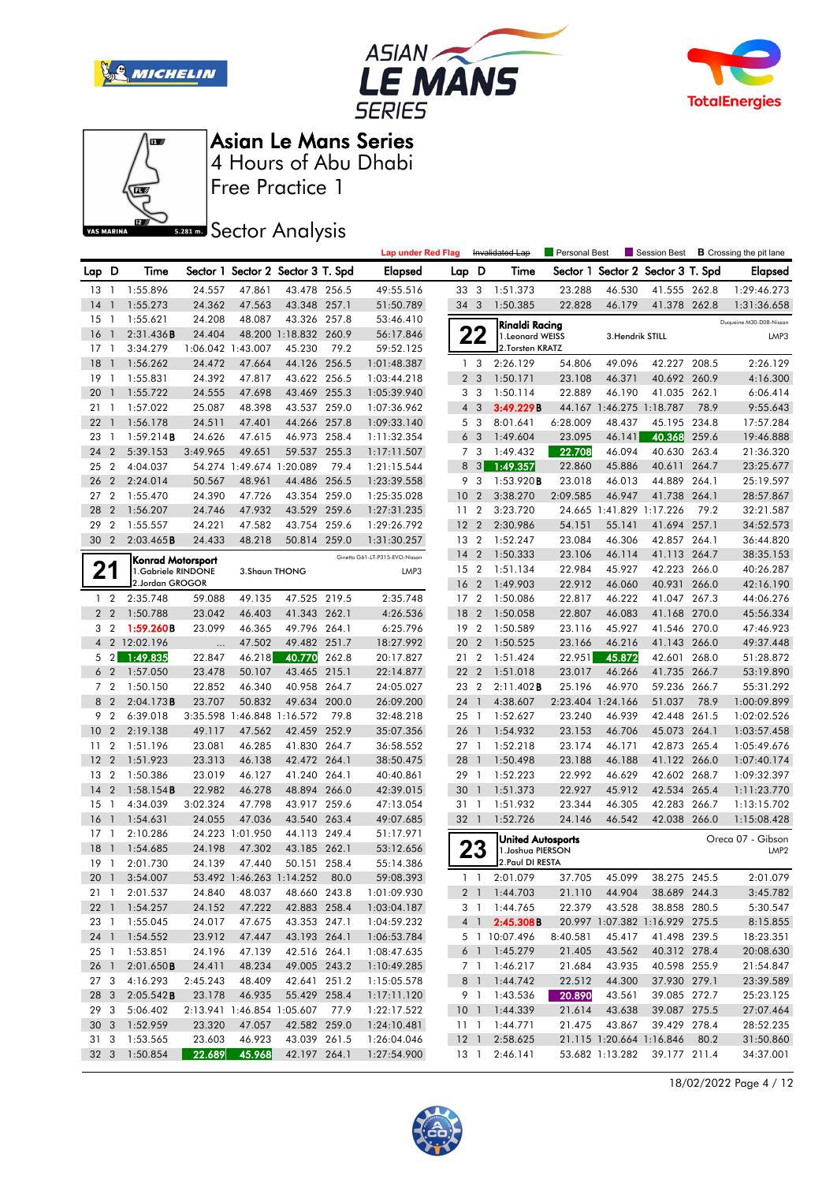# Asian Le Mans Series

## 4 Hours of Abu Dhabi

## Free Practice 1

### Sector Analysis

Lap under Red Flag | Invalidated Lap | Personal Best | Session Best | **B** Crossing the pit lane

| Lap | D | Time | Sector 1 | Sector 2 | Sector 3 | T. Spd | Elapsed |
|---|---|---|---|---|---|---|---|
| 13 | 1 | 1:55.896 | 24.557 | 47.861 | 43.478 | 256.5 | 49:55.516 |
| 14 | 1 | 1:55.273 | 24.362 | 47.563 | 43.348 | 257.1 | 51:50.789 |
| 15 | 1 | 1:55.621 | 24.208 | 48.087 | 43.326 | 257.8 | 53:46.410 |
| 16 | 1 | 2:31.436**B** | 24.404 | 48.200 | 1:18.832 | 260.9 | 56:17.846 |
| 17 | 1 | 3:34.279 | 1:06.042 | 1:43.007 | 45.230 | 79.2 | 59:52.125 |
| 18 | 1 | 1:56.262 | 24.472 | 47.664 | 44.126 | 256.5 | 1:01:48.387 |
| 19 | 1 | 1:55.831 | 24.392 | 47.817 | 43.622 | 256.5 | 1:03:44.218 |
| 20 | 1 | 1:55.722 | 24.555 | 47.698 | 43.469 | 255.3 | 1:05:39.940 |
| 21 | 1 | 1:57.022 | 25.087 | 48.398 | 43.537 | 259.0 | 1:07:36.962 |
| 22 | 1 | 1:56.178 | 24.511 | 47.401 | 44.266 | 257.8 | 1:09:33.140 |
| 23 | 1 | 1:59.214**B** | 24.626 | 47.615 | 46.973 | 258.4 | 1:11:32.354 |
| 24 | 2 | 5:39.153 | 3:49.965 | 49.651 | 59.537 | 255.3 | 1:17:11.507 |
| 25 | 2 | 4:04.037 | | 54.274 | 1:49.674 | 1:20.089 | 79.4 | 1:21:15.544 |
| 26 | 2 | 2:24.014 | 50.567 | 48.961 | 44.486 | 256.5 | 1:23:39.558 |
| 27 | 2 | 1:55.470 | 24.390 | 47.726 | 43.354 | 259.0 | 1:25:35.028 |
| 28 | 2 | 1:56.207 | 24.746 | 47.932 | 43.529 | 259.6 | 1:27:31.235 |
| 29 | 2 | 1:55.557 | 24.221 | 47.582 | 43.754 | 259.6 | 1:29:26.792 |
| 30 | 2 | 2:03.465**B** | 24.433 | 48.218 | 50.814 | 259.0 | 1:31:30.257 |

**21** — Konrad Motorsport — Ginetta G61-LT-P315-EVO-Nissan — LMP3
1.Gabriele RINDONE, 2.Jordan GROGOR, 3.Shaun THONG

| Lap | D | Time | Sector 1 | Sector 2 | Sector 3 | T. Spd | Elapsed |
|---|---|---|---|---|---|---|---|
| 1 | 2 | 2:35.748 | 59.088 | 49.135 | 47.525 | 219.5 | 2:35.748 |
| 2 | 2 | 1:50.788 | 23.042 | 46.403 | 41.343 | 262.1 | 4:26.536 |
| 3 | 2 | 1:59.260**B** | 23.099 | 46.365 | 49.796 | 264.1 | 6:25.796 |
| 4 | 2 | 12:02.196 | ... | 47.502 | 49.482 | 251.7 | 18:27.992 |
| 5 | 2 | 1:49.835 | 22.847 | 46.218 | 40.770 | 262.8 | 20:17.827 |
| 6 | 2 | 1:57.050 | 23.478 | 50.107 | 43.465 | 215.1 | 22:14.877 |
| 7 | 2 | 1:50.150 | 22.852 | 46.340 | 40.958 | 264.7 | 24:05.027 |
| 8 | 2 | 2:04.173**B** | 23.707 | 50.832 | 49.634 | 200.0 | 26:09.200 |
| 9 | 2 | 6:39.018 | 3:35.598 | 1:46.848 | 1:16.572 | 79.8 | 32:48.218 |
| 10 | 2 | 2:19.138 | 49.117 | 47.562 | 42.459 | 252.9 | 35:07.356 |
| 11 | 2 | 1:51.196 | 23.081 | 46.285 | 41.830 | 264.7 | 36:58.552 |
| 12 | 2 | 1:51.923 | 23.313 | 46.138 | 42.472 | 264.1 | 38:50.475 |
| 13 | 2 | 1:50.386 | 23.019 | 46.127 | 41.240 | 264.1 | 40:40.861 |
| 14 | 2 | 1:58.154**B** | 22.982 | 46.278 | 48.894 | 266.0 | 42:39.015 |
| 15 | 1 | 4:34.039 | 3:02.324 | 47.798 | 43.917 | 259.6 | 47:13.054 |
| 16 | 1 | 1:54.631 | 24.055 | 47.036 | 43.540 | 263.4 | 49:07.685 |
| 17 | 1 | 2:10.286 | 24.223 | 1:01.950 | 44.113 | 249.4 | 51:17.971 |
| 18 | 1 | 1:54.685 | 24.198 | 47.302 | 43.185 | 262.1 | 53:12.656 |
| 19 | 1 | 2:01.730 | 24.139 | 47.440 | 50.151 | 258.4 | 55:14.386 |
| 20 | 1 | 3:54.007 | 53.492 | 1:46.263 | 1:14.252 | 80.0 | 59:08.393 |
| 21 | 1 | 2:01.537 | 24.840 | 48.037 | 48.660 | 243.8 | 1:01:09.930 |
| 22 | 1 | 1:54.257 | 24.152 | 47.222 | 42.883 | 258.4 | 1:03:04.187 |
| 23 | 1 | 1:55.045 | 24.017 | 47.675 | 43.353 | 247.1 | 1:04:59.232 |
| 24 | 1 | 1:54.552 | 23.912 | 47.447 | 43.193 | 264.1 | 1:06:53.784 |
| 25 | 1 | 1:53.851 | 24.196 | 47.139 | 42.516 | 264.1 | 1:08:47.635 |
| 26 | 1 | 2:01.650**B** | 24.411 | 48.234 | 49.005 | 243.2 | 1:10:49.285 |
| 27 | 3 | 4:16.293 | 2:45.243 | 48.409 | 42.641 | 251.2 | 1:15:05.578 |
| 28 | 3 | 2:05.542**B** | 23.178 | 46.935 | 55.429 | 258.4 | 1:17:11.120 |
| 29 | 3 | 5:06.402 | 2:13.941 | 1:46.854 | 1:05.607 | 77.9 | 1:22:17.522 |
| 30 | 3 | 1:52.959 | 23.320 | 47.057 | 42.582 | 259.0 | 1:24:10.481 |
| 31 | 3 | 1:53.565 | 23.603 | 46.923 | 43.039 | 261.5 | 1:26:04.046 |
| 32 | 3 | 1:50.854 | 22.689 | 45.968 | 42.197 | 264.1 | 1:27:54.900 |

| Lap | D | Time | Sector 1 | Sector 2 | Sector 3 | T. Spd | Elapsed |
|---|---|---|---|---|---|---|---|
| 33 | 3 | 1:51.373 | 23.288 | 46.530 | 41.555 | 262.8 | 1:29:46.273 |
| 34 | 3 | 1:50.385 | 22.828 | 46.179 | 41.378 | 262.8 | 1:31:36.658 |

**22** — Rinaldi Racing — Duqueine M30-D08-Nissan — LMP3
1.Leonard WEISS, 2.Torsten KRATZ, 3.Hendrik STILL

| Lap | D | Time | Sector 1 | Sector 2 | Sector 3 | T. Spd | Elapsed |
|---|---|---|---|---|---|---|---|
| 1 | 3 | 2:26.129 | 54.806 | 49.096 | 42.227 | 208.5 | 2:26.129 |
| 2 | 3 | 1:50.171 | 23.108 | 46.371 | 40.692 | 260.9 | 4:16.300 |
| 3 | 3 | 1:50.114 | 22.889 | 46.190 | 41.035 | 262.1 | 6:06.414 |
| 4 | 3 | 3:49.229**B** | 44.167 | 1:46.275 | 1:18.787 | 78.9 | 9:55.643 |
| 5 | 3 | 8:01.641 | 6:28.009 | 48.437 | 45.195 | 234.8 | 17:57.284 |
| 6 | 3 | 1:49.604 | 23.095 | 46.141 | 40.368 | 259.6 | 19:46.888 |
| 7 | 3 | 1:49.432 | 22.708 | 46.094 | 40.630 | 263.4 | 21:36.320 |
| 8 | 3 | 1:49.357 | 22.860 | 45.886 | 40.611 | 264.7 | 23:25.677 |
| 9 | 3 | 1:53.920**B** | 23.018 | 46.013 | 44.889 | 264.1 | 25:19.597 |
| 10 | 2 | 3:38.270 | 2:09.585 | 46.947 | 41.738 | 264.1 | 28:57.867 |
| 11 | 2 | 3:23.720 | 24.665 | 1:41.829 | 1:17.226 | 79.2 | 32:21.587 |
| 12 | 2 | 2:30.986 | 54.151 | 55.141 | 41.694 | 257.1 | 34:52.573 |
| 13 | 2 | 1:52.247 | 23.084 | 46.306 | 42.857 | 264.1 | 36:44.820 |
| 14 | 2 | 1:50.333 | 23.106 | 46.114 | 41.113 | 264.7 | 38:35.153 |
| 15 | 2 | 1:51.134 | 22.984 | 45.927 | 42.223 | 266.0 | 40:26.287 |
| 16 | 2 | 1:49.903 | 22.912 | 46.060 | 40.931 | 266.0 | 42:16.190 |
| 17 | 2 | 1:50.086 | 22.817 | 46.222 | 41.047 | 267.3 | 44:06.276 |
| 18 | 2 | 1:50.058 | 22.807 | 46.083 | 41.168 | 270.0 | 45:56.334 |
| 19 | 2 | 1:50.589 | 23.116 | 45.927 | 41.546 | 270.0 | 47:46.923 |
| 20 | 2 | 1:50.525 | 23.166 | 46.216 | 41.143 | 266.0 | 49:37.448 |
| 21 | 2 | 1:51.424 | 22.951 | 45.872 | 42.601 | 268.0 | 51:28.872 |
| 22 | 2 | 1:51.018 | 23.017 | 46.266 | 41.735 | 266.7 | 53:19.890 |
| 23 | 2 | 2:11.402**B** | 25.196 | 46.970 | 59.236 | 266.7 | 55:31.292 |
| 24 | 1 | 4:38.607 | 2:23.404 | 1:24.166 | 51.037 | 78.9 | 1:00:09.899 |
| 25 | 1 | 1:52.627 | 23.240 | 46.939 | 42.448 | 261.5 | 1:02:02.526 |
| 26 | 1 | 1:54.932 | 23.153 | 46.706 | 45.073 | 264.1 | 1:03:57.458 |
| 27 | 1 | 1:52.218 | 23.174 | 46.171 | 42.873 | 265.4 | 1:05:49.676 |
| 28 | 1 | 1:50.498 | 23.188 | 46.188 | 41.122 | 266.0 | 1:07:40.174 |
| 29 | 1 | 1:52.223 | 22.992 | 46.629 | 42.602 | 268.7 | 1:09:32.397 |
| 30 | 1 | 1:51.373 | 22.927 | 45.912 | 42.534 | 265.4 | 1:11:23.770 |
| 31 | 1 | 1:51.932 | 23.344 | 46.305 | 42.283 | 266.7 | 1:13:15.702 |
| 32 | 1 | 1:52.726 | 24.146 | 46.542 | 42.038 | 266.0 | 1:15:08.428 |

**23** — United Autosports — Oreca 07 - Gibson — LMP2
1.Joshua PIERSON, 2.Paul DI RESTA

| Lap | D | Time | Sector 1 | Sector 2 | Sector 3 | T. Spd | Elapsed |
|---|---|---|---|---|---|---|---|
| 1 | 1 | 2:01.079 | 37.705 | 45.099 | 38.275 | 245.5 | 2:01.079 |
| 2 | 1 | 1:44.703 | 21.110 | 44.904 | 38.689 | 244.3 | 3:45.782 |
| 3 | 1 | 1:44.765 | 22.379 | 43.528 | 38.858 | 280.5 | 5:30.547 |
| 4 | 1 | 2:45.308**B** | 20.997 | 1:07.382 | 1:16.929 | 275.5 | 8:15.855 |
| 5 | 1 | 10:07.496 | 8:40.581 | 45.417 | 41.498 | 239.5 | 18:23.351 |
| 6 | 1 | 1:45.279 | 21.405 | 43.562 | 40.312 | 278.4 | 20:08.630 |
| 7 | 1 | 1:46.217 | 21.684 | 43.935 | 40.598 | 255.9 | 21:54.847 |
| 8 | 1 | 1:44.742 | 22.512 | 44.300 | 37.930 | 279.1 | 23:39.589 |
| 9 | 1 | 1:43.536 | 20.890 | 43.561 | 39.085 | 272.7 | 25:23.125 |
| 10 | 1 | 1:44.339 | 21.614 | 43.638 | 39.087 | 275.5 | 27:07.464 |
| 11 | 1 | 1:44.771 | 21.475 | 43.867 | 39.429 | 278.4 | 28:52.235 |
| 12 | 1 | 2:58.625 | 21.115 | 1:20.664 | 1:16.846 | 80.2 | 31:50.860 |
| 13 | 1 | 2:46.141 | 53.682 | 1:13.282 | 39.177 | 211.4 | 34:37.001 |

18/02/2022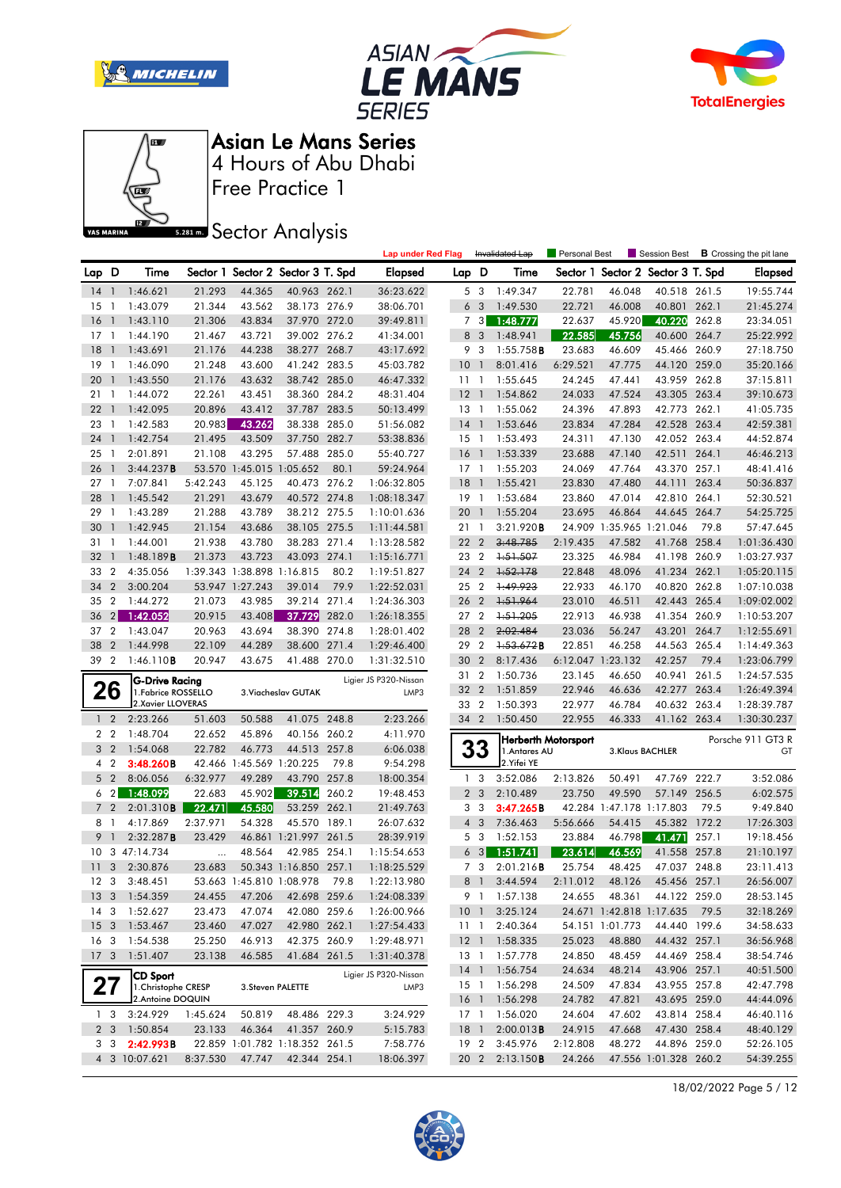# Asian Le Mans Series

## 4 Hours of Abu Dhabi

## Free Practice 1

## Sector Analysis

YAS MARINA 5.281 m.

Lap under Red Flag | Invalidated Lap | Personal Best | Session Best | B Crossing the pit lane

| Lap | D | Time | Sector 1 | Sector 2 | Sector 3 | T. Spd | Elapsed |
|---|---|---|---|---|---|---|---|
| 14 | 1 | 1:46.621 | 21.293 | 44.365 | 40.963 | 262.1 | 36:23.622 |
| 15 | 1 | 1:43.079 | 21.344 | 43.562 | 38.173 | 276.9 | 38:06.701 |
| 16 | 1 | 1:43.110 | 21.306 | 43.834 | 37.970 | 272.0 | 39:49.811 |
| 17 | 1 | 1:44.190 | 21.467 | 43.721 | 39.002 | 276.2 | 41:34.001 |
| 18 | 1 | 1:43.691 | 21.176 | 44.238 | 38.277 | 268.7 | 43:17.692 |
| 19 | 1 | 1:46.090 | 21.248 | 43.600 | 41.242 | 283.5 | 45:03.782 |
| 20 | 1 | 1:43.550 | 21.176 | 43.632 | 38.742 | 285.0 | 46:47.332 |
| 21 | 1 | 1:44.072 | 22.261 | 43.451 | 38.360 | 284.2 | 48:31.404 |
| 22 | 1 | 1:42.095 | 20.896 | 43.412 | 37.787 | 283.5 | 50:13.499 |
| 23 | 1 | 1:42.583 | 20.983 | 43.262 | 38.338 | 285.0 | 51:56.082 |
| 24 | 1 | 1:42.754 | 21.495 | 43.509 | 37.750 | 282.7 | 53:38.836 |
| 25 | 1 | 2:01.891 | 21.108 | 43.295 | 57.488 | 285.0 | 55:40.727 |
| 26 | 1 | 3:44.237B | 53.570 | 1:45.015 | 1:05.652 | 80.1 | 59:24.964 |
| 27 | 1 | 7:07.841 | 5:42.243 | 45.125 | 40.473 | 276.2 | 1:06:32.805 |
| 28 | 1 | 1:45.542 | 21.291 | 43.679 | 40.572 | 274.8 | 1:08:18.347 |
| 29 | 1 | 1:43.289 | 21.288 | 43.789 | 38.212 | 275.5 | 1:10:01.636 |
| 30 | 1 | 1:42.945 | 21.154 | 43.686 | 38.105 | 275.5 | 1:11:44.581 |
| 31 | 1 | 1:44.001 | 21.938 | 43.780 | 38.283 | 271.4 | 1:13:28.582 |
| 32 | 1 | 1:48.189B | 21.373 | 43.723 | 43.093 | 274.1 | 1:15:16.771 |
| 33 | 2 | 4:35.056 | 1:39.343 | 1:38.898 | 1:16.815 | 80.2 | 1:19:51.827 |
| 34 | 2 | 3:00.204 | 53.947 | 1:27.243 | 39.014 | 79.9 | 1:22:52.031 |
| 35 | 2 | 1:44.272 | 21.073 | 43.985 | 39.214 | 271.4 | 1:24:36.303 |
| 36 | 2 | 1:42.052 | 20.915 | 43.408 | 37.729 | 282.0 | 1:26:18.355 |
| 37 | 2 | 1:43.047 | 20.963 | 43.694 | 38.390 | 274.8 | 1:28:01.402 |
| 38 | 2 | 1:44.998 | 22.109 | 44.289 | 38.600 | 271.4 | 1:29:46.400 |
| 39 | 2 | 1:46.110B | 20.947 | 43.675 | 41.488 | 270.0 | 1:31:32.510 |

**26** — G-Drive Racing — Ligier JS P320-Nissan — LMP3
1. Fabrice ROSSELLO, 2. Xavier LLOVERAS, 3. Viacheslav GUTAK

| Lap | D | Time | Sector 1 | Sector 2 | Sector 3 | T. Spd | Elapsed |
|---|---|---|---|---|---|---|---|
| 1 | 2 | 2:23.266 | 51.603 | 50.588 | 41.075 | 248.8 | 2:23.266 |
| 2 | 2 | 1:48.704 | 22.652 | 45.896 | 40.156 | 260.2 | 4:11.970 |
| 3 | 2 | 1:54.068 | 22.782 | 46.773 | 44.513 | 257.8 | 6:06.038 |
| 4 | 2 | 3:48.260B | 42.466 | 1:45.569 | 1:20.225 | 79.8 | 9:54.298 |
| 5 | 2 | 8:06.056 | 6:32.977 | 49.289 | 43.790 | 257.8 | 18:00.354 |
| 6 | 2 | 1:48.099 | 22.683 | 45.902 | 39.514 | 260.2 | 19:48.453 |
| 7 | 2 | 2:01.310B | 22.471 | 45.580 | 53.259 | 262.1 | 21:49.763 |
| 8 | 1 | 4:17.869 | 2:37.971 | 54.328 | 45.570 | 189.1 | 26:07.632 |
| 9 | 1 | 2:32.287B | 23.429 | 46.861 | 1:21.997 | 261.5 | 28:39.919 |
| 10 | 3 | 47:14.734 | ... | 48.564 | 42.985 | 254.1 | 1:15:54.653 |
| 11 | 3 | 2:30.876 | 23.683 | 50.343 | 1:16.850 | 257.1 | 1:18:25.529 |
| 12 | 3 | 3:48.451 | 53.663 | 1:45.810 | 1:08.978 | 79.8 | 1:22:13.980 |
| 13 | 3 | 1:54.359 | 24.455 | 47.206 | 42.698 | 259.6 | 1:24:08.339 |
| 14 | 3 | 1:52.627 | 23.473 | 47.074 | 42.080 | 259.6 | 1:26:00.966 |
| 15 | 3 | 1:53.467 | 23.460 | 47.027 | 42.980 | 262.1 | 1:27:54.433 |
| 16 | 3 | 1:54.538 | 25.250 | 46.913 | 42.375 | 260.9 | 1:29:48.971 |
| 17 | 3 | 1:51.407 | 23.138 | 46.585 | 41.684 | 261.5 | 1:31:40.378 |

**27** — CD Sport — Ligier JS P320-Nissan — LMP3
1. Christophe CRESP, 2. Antoine DOQUIN, 3. Steven PALETTE

| Lap | D | Time | Sector 1 | Sector 2 | Sector 3 | T. Spd | Elapsed |
|---|---|---|---|---|---|---|---|
| 1 | 3 | 3:24.929 | 1:45.624 | 50.819 | 48.486 | 229.3 | 3:24.929 |
| 2 | 3 | 1:50.854 | 23.133 | 46.364 | 41.357 | 260.9 | 5:15.783 |
| 3 | 3 | 2:42.993B | 22.859 | 1:01.782 | 1:18.352 | 261.5 | 7:58.776 |
| 4 | 3 | 10:07.621 | 8:37.530 | 47.747 | 42.344 | 254.1 | 18:06.397 |
| 5 | 3 | 1:49.347 | 22.781 | 46.048 | 40.518 | 261.5 | 19:55.744 |
| 6 | 3 | 1:49.530 | 22.721 | 46.008 | 40.801 | 262.1 | 21:45.274 |
| 7 | 3 | 1:48.777 | 22.637 | 45.920 | 40.220 | 262.8 | 23:34.051 |
| 8 | 3 | 1:48.941 | 22.585 | 45.756 | 40.600 | 264.7 | 25:22.992 |
| 9 | 3 | 1:55.758B | 23.683 | 46.609 | 45.466 | 260.9 | 27:18.750 |
| 10 | 1 | 8:01.416 | 6:29.521 | 47.775 | 44.120 | 259.0 | 35:20.166 |
| 11 | 1 | 1:55.645 | 24.245 | 47.441 | 43.959 | 262.8 | 37:15.811 |
| 12 | 1 | 1:54.862 | 24.033 | 47.524 | 43.305 | 263.4 | 39:10.673 |
| 13 | 1 | 1:55.062 | 24.396 | 47.893 | 42.773 | 262.1 | 41:05.735 |
| 14 | 1 | 1:53.646 | 23.834 | 47.284 | 42.528 | 263.4 | 42:59.381 |
| 15 | 1 | 1:53.493 | 24.311 | 47.130 | 42.052 | 263.4 | 44:52.874 |
| 16 | 1 | 1:53.339 | 23.688 | 47.140 | 42.511 | 264.1 | 46:46.213 |
| 17 | 1 | 1:55.203 | 24.069 | 47.764 | 43.370 | 257.1 | 48:41.416 |
| 18 | 1 | 1:55.421 | 23.830 | 47.480 | 44.111 | 263.4 | 50:36.837 |
| 19 | 1 | 1:53.684 | 23.860 | 47.014 | 42.810 | 264.1 | 52:30.521 |
| 20 | 1 | 1:55.204 | 23.695 | 46.864 | 44.645 | 264.7 | 54:25.725 |
| 21 | 1 | 3:21.920B | 24.909 | 1:35.965 | 1:21.046 | 79.8 | 57:47.645 |
| 22 | 2 | ~~3:48.785~~ | 2:19.435 | 47.582 | 41.768 | 258.4 | 1:01:36.430 |
| 23 | 2 | ~~1:51.507~~ | 23.325 | 46.984 | 41.198 | 260.9 | 1:03:27.937 |
| 24 | 2 | ~~1:52.178~~ | 22.848 | 48.096 | 41.234 | 262.1 | 1:05:20.115 |
| 25 | 2 | ~~1:49.923~~ | 22.933 | 46.170 | 40.820 | 262.8 | 1:07:10.038 |
| 26 | 2 | ~~1:51.964~~ | 23.010 | 46.511 | 42.443 | 265.4 | 1:09:02.002 |
| 27 | 2 | ~~1:51.205~~ | 22.913 | 46.938 | 41.354 | 260.9 | 1:10:53.207 |
| 28 | 2 | ~~2:02.484~~ | 23.036 | 56.247 | 43.201 | 264.7 | 1:12:55.691 |
| 29 | 2 | ~~1:53.672~~B | 22.851 | 46.258 | 44.563 | 265.4 | 1:14:49.363 |
| 30 | 2 | 8:17.436 | 6:12.047 | 1:23.132 | 42.257 | 79.4 | 1:23:06.799 |
| 31 | 2 | 1:50.736 | 23.145 | 46.650 | 40.941 | 261.5 | 1:24:57.535 |
| 32 | 2 | 1:51.859 | 22.946 | 46.636 | 42.277 | 263.4 | 1:26:49.394 |
| 33 | 2 | 1:50.393 | 22.977 | 46.784 | 40.632 | 263.4 | 1:28:39.787 |
| 34 | 2 | 1:50.450 | 22.955 | 46.333 | 41.162 | 263.4 | 1:30:30.237 |

**33** — Herberth Motorsport — Porsche 911 GT3 R — GT
1. Antares AU, 2. Yifei YE, 3. Klaus BACHLER

| Lap | D | Time | Sector 1 | Sector 2 | Sector 3 | T. Spd | Elapsed |
|---|---|---|---|---|---|---|---|
| 1 | 3 | 3:52.086 | 2:13.826 | 50.491 | 47.769 | 222.7 | 3:52.086 |
| 2 | 3 | 2:10.489 | 23.750 | 49.590 | 57.149 | 256.5 | 6:02.575 |
| 3 | 3 | 3:47.265B | 42.284 | 1:47.178 | 1:17.803 | 79.5 | 9:49.840 |
| 4 | 3 | 7:36.463 | 5:56.666 | 54.415 | 45.382 | 172.2 | 17:26.303 |
| 5 | 3 | 1:52.153 | 23.884 | 46.798 | 41.471 | 257.1 | 19:18.456 |
| 6 | 3 | 1:51.741 | 23.614 | 46.569 | 41.558 | 257.8 | 21:10.197 |
| 7 | 3 | 2:01.216B | 25.754 | 48.425 | 47.037 | 248.8 | 23:11.413 |
| 8 | 1 | 3:44.594 | 2:11.012 | 48.126 | 45.456 | 257.1 | 26:56.007 |
| 9 | 1 | 1:57.138 | 24.655 | 48.361 | 44.122 | 259.0 | 28:53.145 |
| 10 | 1 | 3:25.124 | 24.671 | 1:42.818 | 1:17.635 | 79.5 | 32:18.269 |
| 11 | 1 | 2:40.364 | 54.151 | 1:01.773 | 44.440 | 199.6 | 34:58.633 |
| 12 | 1 | 1:58.335 | 25.023 | 48.880 | 44.432 | 257.1 | 36:56.968 |
| 13 | 1 | 1:57.778 | 24.850 | 48.459 | 44.469 | 258.4 | 38:54.746 |
| 14 | 1 | 1:56.754 | 24.634 | 48.214 | 43.906 | 257.1 | 40:51.500 |
| 15 | 1 | 1:56.298 | 24.509 | 47.834 | 43.955 | 257.8 | 42:47.798 |
| 16 | 1 | 1:56.298 | 24.782 | 47.821 | 43.695 | 259.0 | 44:44.096 |
| 17 | 1 | 1:56.020 | 24.604 | 47.602 | 43.814 | 258.4 | 46:40.116 |
| 18 | 1 | 2:00.013B | 24.915 | 47.668 | 47.430 | 258.4 | 48:40.129 |
| 19 | 2 | 3:45.976 | 2:12.808 | 48.272 | 44.896 | 259.0 | 52:26.105 |
| 20 | 2 | 2:13.150B | 24.266 | 47.556 | 1:01.328 | 260.2 | 54:39.255 |

18/02/2022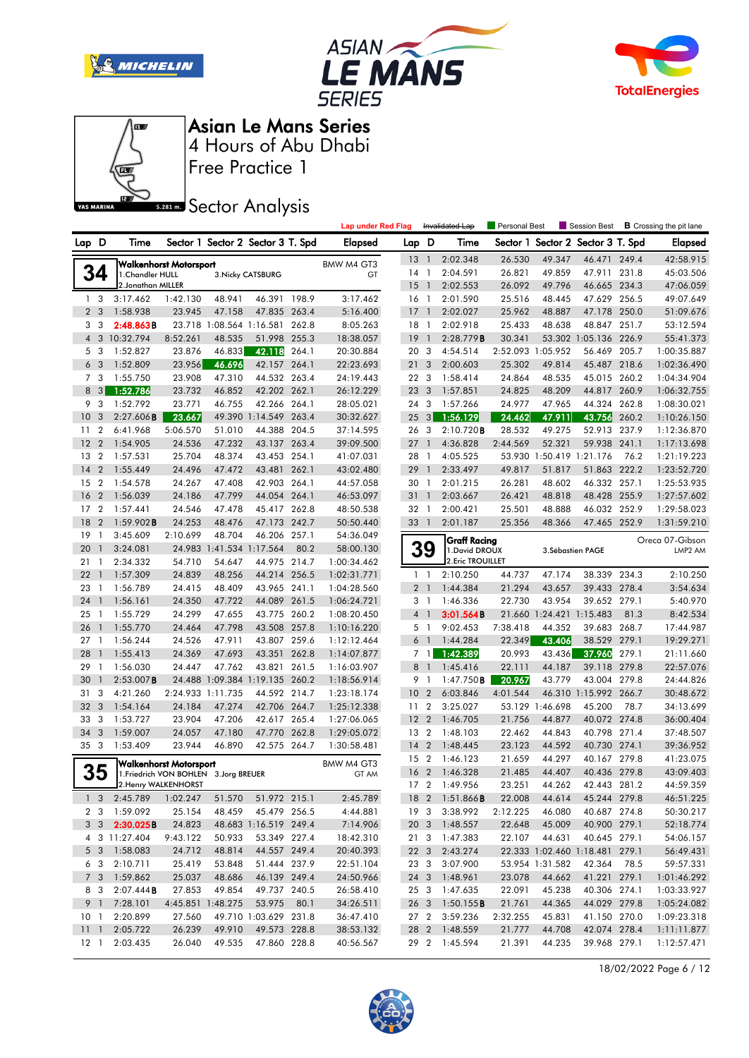# Asian Le Mans Series

## 4 Hours of Abu Dhabi

## Free Practice 1

## Sector Analysis

Lap under Red Flag | Invalidated Lap | Personal Best | Session Best | B Crossing the pit lane

### 34 — Walkenhorst Motorsport — BMW M4 GT3 — GT

1.Chandler HULL / 2.Jonathan MILLER / 3.Nicky CATSBURG

| Lap | D | Time | Sector 1 | Sector 2 | Sector 3 | T. Spd | Elapsed |
|---|---|---|---|---|---|---|---|
| 1 | 3 | 3:17.462 | 1:42.130 | 48.941 | 46.391 | 198.9 | 3:17.462 |
| 2 | 3 | 1:58.938 | 23.945 | 47.158 | 47.835 | 263.4 | 5:16.400 |
| 3 | 3 | 2:48.863B | 23.718 | 1:08.564 | 1:16.581 | 262.8 | 8:05.263 |
| 4 | 3 | 10:32.794 | 8:52.261 | 48.535 | 51.998 | 255.3 | 18:38.057 |
| 5 | 3 | 1:52.827 | 23.876 | 46.833 | 42.118 | 264.1 | 20:30.884 |
| 6 | 3 | 1:52.809 | 23.956 | 46.696 | 42.157 | 264.1 | 22:23.693 |
| 7 | 3 | 1:55.750 | 23.908 | 47.310 | 44.532 | 263.4 | 24:19.443 |
| 8 | 3 | 1:52.786 | 23.732 | 46.852 | 42.202 | 262.1 | 26:12.229 |
| 9 | 3 | 1:52.792 | 23.771 | 46.755 | 42.266 | 264.1 | 28:05.021 |
| 10 | 3 | 2:27.606B | 23.667 | 49.390 | 1:14.549 | 263.4 | 30:32.627 |
| 11 | 2 | 6:41.968 | 5:06.570 | 51.010 | 44.388 | 204.5 | 37:14.595 |
| 12 | 2 | 1:54.905 | 24.536 | 47.232 | 43.137 | 263.4 | 39:09.500 |
| 13 | 2 | 1:57.531 | 25.704 | 48.374 | 43.453 | 254.1 | 41:07.031 |
| 14 | 2 | 1:55.449 | 24.496 | 47.472 | 43.481 | 262.1 | 43:02.480 |
| 15 | 2 | 1:54.578 | 24.267 | 47.408 | 42.903 | 264.1 | 44:57.058 |
| 16 | 2 | 1:56.039 | 24.186 | 47.799 | 44.054 | 264.1 | 46:53.097 |
| 17 | 2 | 1:57.441 | 24.546 | 47.478 | 45.417 | 262.8 | 48:50.538 |
| 18 | 2 | 1:59.902B | 24.253 | 48.476 | 47.173 | 242.7 | 50:50.440 |
| 19 | 1 | 3:45.609 | 2:10.699 | 48.704 | 46.206 | 257.1 | 54:36.049 |
| 20 | 1 | 3:24.081 | 24.983 | 1:41.534 | 1:17.564 | 80.2 | 58:00.130 |
| 21 | 1 | 2:34.332 | 54.710 | 54.647 | 44.975 | 214.7 | 1:00:34.462 |
| 22 | 1 | 1:57.309 | 24.839 | 48.256 | 44.214 | 256.5 | 1:02:31.771 |
| 23 | 1 | 1:56.789 | 24.415 | 48.409 | 43.965 | 241.1 | 1:04:28.560 |
| 24 | 1 | 1:56.161 | 24.350 | 47.722 | 44.089 | 261.5 | 1:06:24.721 |
| 25 | 1 | 1:55.729 | 24.299 | 47.655 | 43.775 | 260.2 | 1:08:20.450 |
| 26 | 1 | 1:55.770 | 24.464 | 47.798 | 43.508 | 257.8 | 1:10:16.220 |
| 27 | 1 | 1:56.244 | 24.526 | 47.911 | 43.807 | 259.6 | 1:12:12.464 |
| 28 | 1 | 1:55.413 | 24.369 | 47.693 | 43.351 | 262.8 | 1:14:07.877 |
| 29 | 1 | 1:56.030 | 24.447 | 47.762 | 43.821 | 261.5 | 1:16:03.907 |
| 30 | 1 | 2:53.007B | 24.488 | 1:09.384 | 1:19.135 | 260.2 | 1:18:56.914 |
| 31 | 3 | 4:21.260 | 2:24.933 | 1:11.735 | 44.592 | 214.7 | 1:23:18.174 |
| 32 | 3 | 1:54.164 | 24.184 | 47.274 | 42.706 | 264.7 | 1:25:12.338 |
| 33 | 3 | 1:53.727 | 23.904 | 47.206 | 42.617 | 265.4 | 1:27:06.065 |
| 34 | 3 | 1:59.007 | 24.057 | 47.180 | 47.770 | 262.8 | 1:29:05.072 |
| 35 | 3 | 1:53.409 | 23.944 | 46.890 | 42.575 | 264.7 | 1:30:58.481 |

### 35 — Walkenhorst Motorsport — BMW M4 GT3 — GT AM

1.Friedrich VON BOHLEN / 2.Henry WALKENHORST / 3.Jorg BREUER

| Lap | D | Time | Sector 1 | Sector 2 | Sector 3 | T. Spd | Elapsed |
|---|---|---|---|---|---|---|---|
| 1 | 3 | 2:45.789 | 1:02.247 | 51.570 | 51.972 | 215.1 | 2:45.789 |
| 2 | 3 | 1:59.092 | 25.154 | 48.459 | 45.479 | 256.5 | 4:44.881 |
| 3 | 3 | 2:30.025B | 24.823 | 48.683 | 1:16.519 | 249.4 | 7:14.906 |
| 4 | 3 | 11:27.404 | 9:43.122 | 50.933 | 53.349 | 227.4 | 18:42.310 |
| 5 | 3 | 1:58.083 | 24.712 | 48.814 | 44.557 | 249.4 | 20:40.393 |
| 6 | 3 | 2:10.711 | 25.419 | 53.848 | 51.444 | 237.9 | 22:51.104 |
| 7 | 3 | 1:59.862 | 25.037 | 48.686 | 46.139 | 249.4 | 24:50.966 |
| 8 | 3 | 2:07.444B | 27.853 | 49.854 | 49.737 | 240.5 | 26:58.410 |
| 9 | 1 | 7:28.101 | 4:45.851 | 1:48.275 | 53.975 | 80.1 | 34:26.511 |
| 10 | 1 | 2:20.899 | 27.560 | 49.710 | 1:03.629 | 231.8 | 36:47.410 |
| 11 | 1 | 2:05.722 | 26.239 | 49.910 | 49.573 | 228.8 | 38:53.132 |
| 12 | 1 | 2:03.435 | 26.040 | 49.535 | 47.860 | 228.8 | 40:56.567 |
| 13 | 1 | 2:02.348 | 26.530 | 49.347 | 46.471 | 249.4 | 42:58.915 |
| 14 | 1 | 2:04.591 | 26.821 | 49.859 | 47.911 | 231.8 | 45:03.506 |
| 15 | 1 | 2:02.553 | 26.092 | 49.796 | 46.665 | 234.3 | 47:06.059 |
| 16 | 1 | 2:01.590 | 25.516 | 48.445 | 47.629 | 256.5 | 49:07.649 |
| 17 | 1 | 2:02.027 | 25.962 | 48.887 | 47.178 | 250.0 | 51:09.676 |
| 18 | 1 | 2:02.918 | 25.433 | 48.638 | 48.847 | 251.7 | 53:12.594 |
| 19 | 1 | 2:28.779B | 30.341 | 53.302 | 1:05.136 | 226.9 | 55:41.373 |
| 20 | 3 | 4:54.514 | 2:52.093 | 1:05.952 | 56.469 | 205.7 | 1:00:35.887 |
| 21 | 3 | 2:00.603 | 25.302 | 49.814 | 45.487 | 218.6 | 1:02:36.490 |
| 22 | 3 | 1:58.414 | 24.864 | 48.535 | 45.015 | 260.2 | 1:04:34.904 |
| 23 | 3 | 1:57.851 | 24.825 | 48.209 | 44.817 | 260.9 | 1:06:32.755 |
| 24 | 3 | 1:57.266 | 24.977 | 47.965 | 44.324 | 262.8 | 1:08:30.021 |
| 25 | 3 | 1:56.129 | 24.462 | 47.911 | 43.756 | 260.2 | 1:10:26.150 |
| 26 | 3 | 2:10.720B | 28.532 | 49.275 | 52.913 | 237.9 | 1:12:36.870 |
| 27 | 1 | 4:36.828 | 2:44.569 | 52.321 | 59.938 | 241.1 | 1:17:13.698 |
| 28 | 1 | 4:05.525 | 53.930 | 1:50.419 | 1:21.176 | 76.2 | 1:21:19.223 |
| 29 | 1 | 2:33.497 | 49.817 | 51.817 | 51.863 | 222.2 | 1:23:52.720 |
| 30 | 1 | 2:01.215 | 26.281 | 48.602 | 46.332 | 257.1 | 1:25:53.935 |
| 31 | 1 | 2:03.667 | 26.421 | 48.818 | 48.428 | 255.9 | 1:27:57.602 |
| 32 | 1 | 2:00.421 | 25.501 | 48.888 | 46.032 | 252.9 | 1:29:58.023 |
| 33 | 1 | 2:01.187 | 25.356 | 48.366 | 47.465 | 252.9 | 1:31:59.210 |

### 39 — Graff Racing — Oreca 07-Gibson — LMP2 AM

1.David DROUX / 2.Eric TROUILLET / 3.Sébastien PAGE

| Lap | D | Time | Sector 1 | Sector 2 | Sector 3 | T. Spd | Elapsed |
|---|---|---|---|---|---|---|---|
| 1 | 1 | 2:10.250 | 44.737 | 47.174 | 38.339 | 234.3 | 2:10.250 |
| 2 | 1 | 1:44.384 | 21.294 | 43.657 | 39.433 | 278.4 | 3:54.634 |
| 3 | 1 | 1:46.336 | 22.730 | 43.954 | 39.652 | 279.1 | 5:40.970 |
| 4 | 1 | 3:01.564B | 21.660 | 1:24.421 | 1:15.483 | 81.3 | 8:42.534 |
| 5 | 1 | 9:02.453 | 7:38.418 | 44.352 | 39.683 | 268.7 | 17:44.987 |
| 6 | 1 | 1:44.284 | 22.349 | 43.406 | 38.529 | 279.1 | 19:29.271 |
| 7 | 1 | 1:42.389 | 20.993 | 43.436 | 37.960 | 279.1 | 21:11.660 |
| 8 | 1 | 1:45.416 | 22.111 | 44.187 | 39.118 | 279.8 | 22:57.076 |
| 9 | 1 | 1:47.750B | 20.967 | 43.779 | 43.004 | 279.8 | 24:44.826 |
| 10 | 2 | 6:03.846 | 4:01.544 | 46.310 | 1:15.992 | 266.7 | 30:48.672 |
| 11 | 2 | 3:25.027 | 53.129 | 1:46.698 | 45.200 | 78.7 | 34:13.699 |
| 12 | 2 | 1:46.705 | 21.756 | 44.877 | 40.072 | 274.8 | 36:00.404 |
| 13 | 2 | 1:48.103 | 22.462 | 44.843 | 40.798 | 271.4 | 37:48.507 |
| 14 | 2 | 1:48.445 | 23.123 | 44.592 | 40.730 | 274.1 | 39:36.952 |
| 15 | 2 | 1:46.123 | 21.659 | 44.297 | 40.167 | 279.8 | 41:23.075 |
| 16 | 2 | 1:46.328 | 21.485 | 44.407 | 40.436 | 279.8 | 43:09.403 |
| 17 | 2 | 1:49.956 | 23.251 | 44.262 | 42.443 | 281.2 | 44:59.359 |
| 18 | 2 | 1:51.866B | 22.008 | 44.614 | 45.244 | 279.8 | 46:51.225 |
| 19 | 3 | 3:38.992 | 2:12.225 | 46.080 | 40.687 | 274.8 | 50:30.217 |
| 20 | 3 | 1:48.557 | 22.648 | 45.009 | 40.900 | 279.1 | 52:18.774 |
| 21 | 3 | 1:47.383 | 22.107 | 44.631 | 40.645 | 279.1 | 54:06.157 |
| 22 | 3 | 2:43.274 | 22.333 | 1:02.460 | 1:18.481 | 279.1 | 56:49.431 |
| 23 | 3 | 3:07.900 | 53.954 | 1:31.582 | 42.364 | 78.5 | 59:57.331 |
| 24 | 3 | 1:48.961 | 23.078 | 44.662 | 41.221 | 279.1 | 1:01:46.292 |
| 25 | 3 | 1:47.635 | 22.091 | 45.238 | 40.306 | 274.1 | 1:03:33.927 |
| 26 | 3 | 1:50.155B | 21.761 | 44.365 | 44.029 | 279.8 | 1:05:24.082 |
| 27 | 2 | 3:59.236 | 2:32.255 | 45.831 | 41.150 | 270.0 | 1:09:23.318 |
| 28 | 2 | 1:48.559 | 21.777 | 44.708 | 42.074 | 278.4 | 1:11:11.877 |
| 29 | 2 | 1:45.594 | 21.391 | 44.235 | 39.968 | 279.1 | 1:12:57.471 |

18/02/2022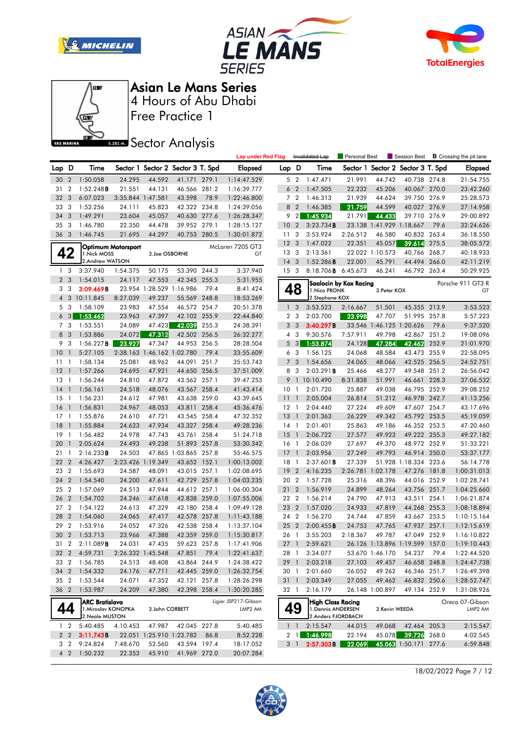# Asian Le Mans Series

## 4 Hours of Abu Dhabi

## Free Practice 1

## Sector Analysis

Lap under Red Flag | Invalidated Lap | Personal Best | Session Best | **B** Crossing the pit lane

| Lap | D | Time | Sector 1 | Sector 2 | Sector 3 | T. Spd | Elapsed |
|---|---|---|---|---|---|---|---|
| 30 | 2 | 1:50.058 | 24.295 | 44.592 | 41.171 | 279.1 | 1:14:47.529 |
| 31 | 2 | 1:52.248**B** | 21.551 | 44.131 | 46.566 | 281.2 | 1:16:39.777 |
| 32 | 3 | 6:07.023 | 3:35.844 | 1:47.581 | 43.598 | 78.9 | 1:22:46.800 |
| 33 | 3 | 1:52.256 | 24.111 | 45.823 | 42.322 | 234.8 | 1:24:39.056 |
| 34 | 3 | 1:49.291 | 23.604 | 45.057 | 40.630 | 277.6 | 1:26:28.347 |
| 35 | 3 | 1:46.780 | 22.350 | 44.478 | 39.952 | 279.1 | 1:28:15.127 |
| 36 | 3 | 1:46.745 | 21.695 | 44.297 | 40.753 | 280.5 | 1:30:01.872 |

**42** Optimum Motorsport — McLaren 720S GT3 — GT
1.Nick MOSS, 2.Andrew WATSON, 3.Joe OSBORNE

| Lap | D | Time | Sector 1 | Sector 2 | Sector 3 | T. Spd | Elapsed |
|---|---|---|---|---|---|---|---|
| 1 | 3 | 3:37.940 | 1:54.375 | 50.175 | 53.390 | 244.3 | 3:37.940 |
| 2 | 3 | 1:54.015 | 24.117 | 47.553 | 42.345 | 255.3 | 5:31.955 |
| 3 | 3 | 3:09.469**B** | 23.954 | 1:28.529 | 1:16.986 | 79.4 | 8:41.424 |
| 4 | 3 | 10:11.845 | 8:27.039 | 49.237 | 55.569 | 248.8 | 18:53.269 |
| 5 | 3 | 1:58.109 | 23.983 | 47.554 | 46.572 | 254.7 | 20:51.378 |
| 6 | 3 | 1:53.462 | 23.963 | 47.397 | 42.102 | 255.9 | 22:44.840 |
| 7 | 3 | 1:53.551 | 24.089 | 47.423 | 42.039 | 255.3 | 24:38.391 |
| 8 | 3 | 1:53.886 | 24.072 | 47.312 | 42.502 | 256.5 | 26:32.277 |
| 9 | 3 | 1:56.227**B** | 23.927 | 47.347 | 44.953 | 256.5 | 28:28.504 |
| 10 | 1 | 5:27.105 | 2:38.163 | 1:46.162 | 1:02.780 | 79.4 | 33:55.609 |
| 11 | 1 | 1:58.134 | 25.081 | 48.962 | 44.091 | 251.7 | 35:53.743 |
| 12 | 1 | 1:57.266 | 24.695 | 47.921 | 44.650 | 256.5 | 37:51.009 |
| 13 | 1 | 1:56.244 | 24.810 | 47.872 | 43.562 | 257.1 | 39:47.253 |
| 14 | 1 | 1:56.161 | 24.518 | 48.076 | 43.567 | 258.4 | 41:43.414 |
| 15 | 1 | 1:56.231 | 24.612 | 47.981 | 43.638 | 259.0 | 43:39.645 |
| 16 | 1 | 1:56.831 | 24.967 | 48.053 | 43.811 | 258.4 | 45:36.476 |
| 17 | 1 | 1:55.876 | 24.610 | 47.721 | 43.545 | 258.4 | 47:32.352 |
| 18 | 1 | 1:55.884 | 24.623 | 47.934 | 43.327 | 258.4 | 49:28.236 |
| 19 | 1 | 1:56.482 | 24.978 | 47.743 | 43.761 | 258.4 | 51:24.718 |
| 20 | 1 | 2:05.624 | 24.493 | 49.238 | 51.893 | 257.8 | 53:30.342 |
| 21 | 1 | 2:16.233**B** | 24.503 | 47.865 | 1:03.865 | 257.8 | 55:46.575 |
| 22 | 2 | 4:26.427 | 2:23.426 | 1:19.349 | 43.652 | 152.1 | 1:00:13.002 |
| 23 | 2 | 1:55.693 | 24.587 | 48.091 | 43.015 | 257.1 | 1:02:08.695 |
| 24 | 2 | 1:54.540 | 24.200 | 47.611 | 42.729 | 257.8 | 1:04:03.235 |
| 25 | 2 | 1:57.069 | 24.513 | 47.944 | 44.612 | 257.1 | 1:06:00.304 |
| 26 | 2 | 1:54.702 | 24.246 | 47.618 | 42.838 | 259.0 | 1:07:55.006 |
| 27 | 2 | 1:54.122 | 24.613 | 47.329 | 42.180 | 258.4 | 1:09:49.128 |
| 28 | 2 | 1:54.060 | 24.065 | 47.417 | 42.578 | 257.8 | 1:11:43.188 |
| 29 | 2 | 1:53.916 | 24.052 | 47.326 | 42.538 | 258.4 | 1:13:37.104 |
| 30 | 2 | 1:53.713 | 23.966 | 47.388 | 42.359 | 259.0 | 1:15:30.817 |
| 31 | 2 | 2:11.089**B** | 24.031 | 47.435 | 59.623 | 257.8 | 1:17:41.906 |
| 32 | 2 | 4:59.731 | 2:26.332 | 1:45.548 | 47.851 | 79.4 | 1:22:41.637 |
| 33 | 2 | 1:56.785 | 24.513 | 48.408 | 43.864 | 244.9 | 1:24:38.422 |
| 34 | 2 | 1:54.332 | 24.176 | 47.711 | 42.445 | 259.0 | 1:26:32.754 |
| 35 | 2 | 1:53.544 | 24.071 | 47.352 | 42.121 | 257.8 | 1:28:26.298 |
| 36 | 2 | 1:53.987 | 24.209 | 47.380 | 42.398 | 258.4 | 1:30:20.285 |

**44** ARC Bratislava — Ligier JSP217-Gibson — LMP2 AM
1.Miroslav KONOPKA, 2.Neale MUSTON, 3.John CORBETT

| Lap | D | Time | Sector 1 | Sector 2 | Sector 3 | T. Spd | Elapsed |
|---|---|---|---|---|---|---|---|
| 1 | 2 | 5:40.485 | 4:10.453 | 47.987 | 42.045 | 227.8 | 5:40.485 |
| 2 | 2 | 3:11.743**B** | 22.051 | 1:25.910 | 1:23.782 | 86.8 | 8:52.228 |
| 3 | 2 | 9:24.824 | 7:48.670 | 52.560 | 43.594 | 197.4 | 18:17.052 |
| 4 | 2 | 1:50.232 | 22.353 | 45.910 | 41.969 | 272.0 | 20:07.284 |
| 5 | 2 | 1:47.471 | 21.991 | 44.742 | 40.738 | 274.8 | 21:54.755 |
| 6 | 2 | 1:47.505 | 22.232 | 45.206 | 40.067 | 270.0 | 23:42.260 |
| 7 | 2 | 1:46.313 | 21.939 | 44.624 | 39.750 | 276.9 | 25:28.573 |
| 8 | 2 | 1:46.385 | 21.759 | 44.599 | 40.027 | 276.9 | 27:14.958 |
| 9 | 2 | 1:45.934 | 21.791 | 44.433 | 39.710 | 276.9 | 29:00.892 |
| 10 | 2 | 3:23.734**B** | 23.138 | 1:41.929 | 1:18.667 | 79.6 | 32:24.626 |
| 11 | 3 | 3:53.924 | 2:26.512 | 46.580 | 40.832 | 263.4 | 36:18.550 |
| 12 | 3 | 1:47.022 | 22.351 | 45.057 | 39.614 | 275.5 | 38:05.572 |
| 13 | 3 | 2:13.361 | 22.022 | 1:10.573 | 40.766 | 268.7 | 40:18.933 |
| 14 | 3 | 1:52.286**B** | 22.001 | 45.791 | 44.494 | 266.0 | 42:11.219 |
| 15 | 3 | 8:18.706**B** | 6:45.673 | 46.241 | 46.792 | 263.4 | 50:29.925 |

**48** Saalocin by Kox Racing — Porsche 911 GT3 R — GT
1.Nico PRONK, 2.Stephane KOX, 3.Peter KOX

| Lap | D | Time | Sector 1 | Sector 2 | Sector 3 | T. Spd | Elapsed |
|---|---|---|---|---|---|---|---|
| 1 | 3 | 3:53.523 | 2:16.667 | 51.501 | 45.355 | 213.9 | 3:53.523 |
| 2 | 3 | 2:03.700 | 23.998 | 47.707 | 51.995 | 257.8 | 5:57.223 |
| 3 | 3 | 3:40.297**B** | 33.546 | 1:46.125 | 1:20.626 | 79.6 | 9:37.520 |
| 4 | 3 | 9:30.576 | 7:57.911 | 49.798 | 42.867 | 251.2 | 19:08.096 |
| 5 | 3 | 1:53.874 | 24.128 | 47.284 | 42.462 | 252.9 | 21:01.970 |
| 6 | 3 | 1:56.125 | 24.068 | 48.584 | 43.473 | 255.9 | 22:58.095 |
| 7 | 3 | 1:54.656 | 24.065 | 48.066 | 42.525 | 256.5 | 24:52.751 |
| 8 | 3 | 2:03.291**B** | 25.466 | 48.277 | 49.548 | 251.2 | 26:56.042 |
| 9 | 1 | 10:10.490 | 8:31.838 | 51.991 | 46.661 | 228.3 | 37:06.532 |
| 10 | 1 | 2:01.720 | 25.887 | 49.038 | 46.795 | 252.9 | 39:08.252 |
| 11 | 1 | 2:05.004 | 26.814 | 51.212 | 46.978 | 242.7 | 41:13.256 |
| 12 | 1 | 2:04.440 | 27.224 | 49.609 | 47.607 | 254.7 | 43:17.696 |
| 13 | 1 | 2:01.363 | 26.229 | 49.342 | 45.792 | 253.5 | 45:19.059 |
| 14 | 1 | 2:01.401 | 25.863 | 49.186 | 46.352 | 253.5 | 47:20.460 |
| 15 | 1 | 2:06.722 | 27.577 | 49.923 | 49.222 | 255.3 | 49:27.182 |
| 16 | 1 | 2:06.039 | 27.697 | 49.370 | 48.972 | 252.9 | 51:33.221 |
| 17 | 1 | 2:03.956 | 27.249 | 49.793 | 46.914 | 250.0 | 53:37.177 |
| 18 | 1 | 2:37.601**B** | 27.339 | 51.928 | 1:18.334 | 223.6 | 56:14.778 |
| 19 | 2 | 4:16.235 | 2:26.781 | 1:02.178 | 47.276 | 181.8 | 1:00:31.013 |
| 20 | 2 | 1:57.728 | 25.316 | 48.396 | 44.016 | 252.9 | 1:02:28.741 |
| 21 | 2 | 1:56.919 | 24.899 | 48.264 | 43.756 | 251.7 | 1:04:25.660 |
| 22 | 2 | 1:56.214 | 24.790 | 47.913 | 43.511 | 254.1 | 1:06:21.874 |
| 23 | 2 | 1:57.020 | 24.933 | 47.819 | 44.268 | 255.3 | 1:08:18.894 |
| 24 | 2 | 1:56.270 | 24.744 | 47.859 | 43.667 | 253.5 | 1:10:15.164 |
| 25 | 2 | 2:00.455**B** | 24.753 | 47.765 | 47.937 | 257.1 | 1:12:15.619 |
| 26 | 1 | 3:55.203 | 2:18.367 | 49.787 | 47.049 | 252.9 | 1:16:10.822 |
| 27 | 1 | 2:59.621 | 26.126 | 1:13.896 | 1:19.599 | 157.0 | 1:19:10.443 |
| 28 | 1 | 3:34.077 | 53.670 | 1:46.170 | 54.237 | 79.4 | 1:22:44.520 |
| 29 | 1 | 2:03.218 | 27.103 | 49.457 | 46.658 | 248.8 | 1:24:47.738 |
| 30 | 1 | 2:01.660 | 26.052 | 49.262 | 46.346 | 251.7 | 1:26:49.398 |
| 31 | 1 | 2:03.349 | 27.055 | 49.462 | 46.832 | 250.6 | 1:28:52.747 |
| 32 | 1 | 2:16.179 | 26.148 | 1:00.897 | 49.134 | 252.9 | 1:31:08.926 |

**49** High Class Racing — Oreca 07-Gibson — LMP2 AM
1.Dennis ANDERSEN, 2.Anders FJORDBACH, 3.Kevin WEEDA

| Lap | D | Time | Sector 1 | Sector 2 | Sector 3 | T. Spd | Elapsed |
|---|---|---|---|---|---|---|---|
| 1 | 1 | 2:15.547 | 44.015 | 49.068 | 42.464 | 205.3 | 2:15.547 |
| 2 | 1 | 1:46.998 | 22.194 | 45.078 | 39.726 | 268.0 | 4:02.545 |
| 3 | 1 | 2:57.303**B** | 22.069 | 45.063 | 1:50.171 | 277.6 | 6:59.848 |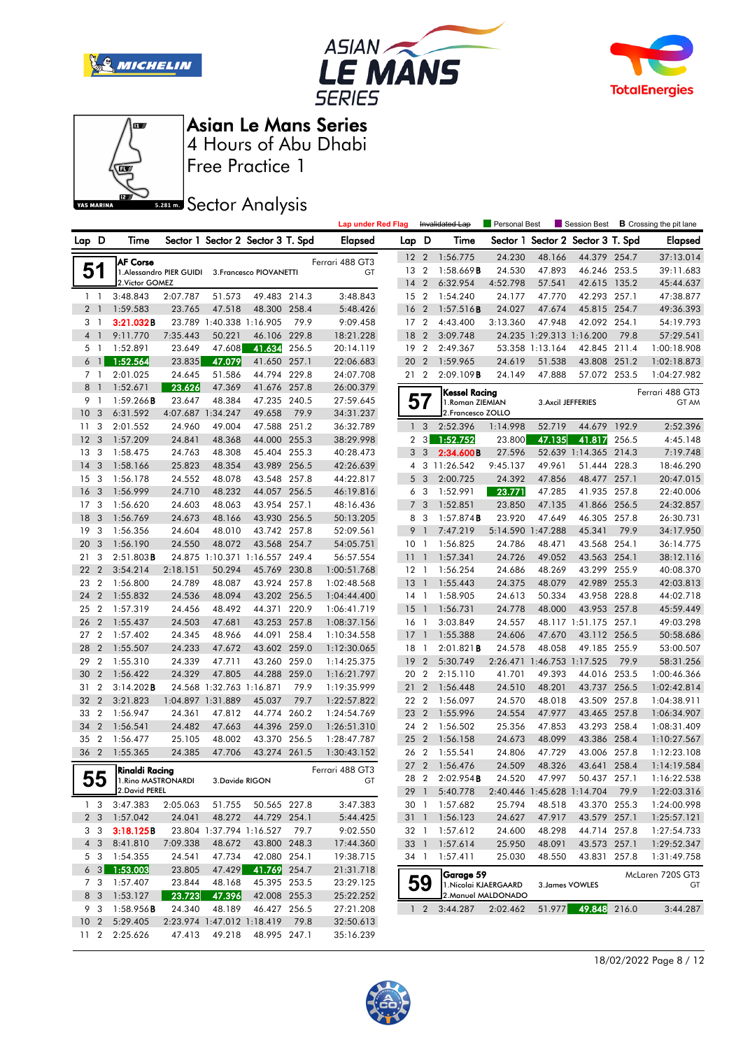# Asian Le Mans Series

## 4 Hours of Abu Dhabi

## Free Practice 1

## Sector Analysis

Lap under Red Flag | Invalidated Lap | Personal Best | Session Best | **B** Crossing the pit lane

### 51 — AF Corse — Ferrari 488 GT3 — GT

1.Alessandro PIER GUIDI, 2.Victor GOMEZ, 3.Francesco PIOVANETTI

| Lap | D | Time | Sector 1 | Sector 2 | Sector 3 | T. Spd | Elapsed |
|---|---|---|---|---|---|---|---|
| 1 | 1 | 3:48.843 | 2:07.787 | 51.573 | 49.483 | 214.3 | 3:48.843 |
| 2 | 1 | 1:59.583 | 23.765 | 47.518 | 48.300 | 258.4 | 5:48.426 |
| 3 | 1 | 3:21.032**B** | 23.789 | 1:40.338 | 1:16.905 | 79.9 | 9:09.458 |
| 4 | 1 | 9:11.770 | 7:35.443 | 50.221 | 46.106 | 229.8 | 18:21.228 |
| 5 | 1 | 1:52.891 | 23.649 | 47.608 | 41.634 | 256.5 | 20:14.119 |
| 6 | 1 | 1:52.564 | 23.835 | 47.079 | 41.650 | 257.1 | 22:06.683 |
| 7 | 1 | 2:01.025 | 24.645 | 51.586 | 44.794 | 229.8 | 24:07.708 |
| 8 | 1 | 1:52.671 | 23.626 | 47.369 | 41.676 | 257.8 | 26:00.379 |
| 9 | 1 | 1:59.266**B** | 23.647 | 48.384 | 47.235 | 240.5 | 27:59.645 |
| 10 | 3 | 6:31.592 | 4:07.687 | 1:34.247 | 49.658 | 79.9 | 34:31.237 |
| 11 | 3 | 2:01.552 | 24.960 | 49.004 | 47.588 | 251.2 | 36:32.789 |
| 12 | 3 | 1:57.209 | 24.841 | 48.368 | 44.000 | 255.3 | 38:29.998 |
| 13 | 3 | 1:58.475 | 24.763 | 48.308 | 45.404 | 255.3 | 40:28.473 |
| 14 | 3 | 1:58.166 | 25.823 | 48.354 | 43.989 | 256.5 | 42:26.639 |
| 15 | 3 | 1:56.178 | 24.552 | 48.078 | 43.548 | 257.8 | 44:22.817 |
| 16 | 3 | 1:56.999 | 24.710 | 48.232 | 44.057 | 256.5 | 46:19.816 |
| 17 | 3 | 1:56.620 | 24.603 | 48.063 | 43.954 | 257.1 | 48:16.436 |
| 18 | 3 | 1:56.769 | 24.673 | 48.166 | 43.930 | 256.5 | 50:13.205 |
| 19 | 3 | 1:56.356 | 24.604 | 48.010 | 43.742 | 257.8 | 52:09.561 |
| 20 | 3 | 1:56.190 | 24.550 | 48.072 | 43.568 | 254.7 | 54:05.751 |
| 21 | 3 | 2:51.803**B** | 24.875 | 1:10.371 | 1:16.557 | 249.4 | 56:57.554 |
| 22 | 2 | 3:54.214 | 2:18.151 | 50.294 | 45.769 | 230.8 | 1:00:51.768 |
| 23 | 2 | 1:56.800 | 24.789 | 48.087 | 43.924 | 257.8 | 1:02:48.568 |
| 24 | 2 | 1:55.832 | 24.536 | 48.094 | 43.202 | 256.5 | 1:04:44.400 |
| 25 | 2 | 1:57.319 | 24.456 | 48.492 | 44.371 | 220.9 | 1:06:41.719 |
| 26 | 2 | 1:55.437 | 24.503 | 47.681 | 43.253 | 257.8 | 1:08:37.156 |
| 27 | 2 | 1:57.402 | 24.345 | 48.966 | 44.091 | 258.4 | 1:10:34.558 |
| 28 | 2 | 1:55.507 | 24.233 | 47.672 | 43.602 | 259.0 | 1:12:30.065 |
| 29 | 2 | 1:55.310 | 24.339 | 47.711 | 43.260 | 259.0 | 1:14:25.375 |
| 30 | 2 | 1:56.422 | 24.329 | 47.805 | 44.288 | 259.0 | 1:16:21.797 |
| 31 | 2 | 3:14.202**B** | 24.568 | 1:32.763 | 1:16.871 | 79.9 | 1:19:35.999 |
| 32 | 2 | 3:21.823 | 1:04.897 | 1:31.889 | 45.037 | 79.7 | 1:22:57.822 |
| 33 | 2 | 1:56.947 | 24.361 | 47.812 | 44.774 | 260.2 | 1:24:54.769 |
| 34 | 2 | 1:56.541 | 24.482 | 47.663 | 44.396 | 259.0 | 1:26:51.310 |
| 35 | 2 | 1:56.477 | 25.105 | 48.002 | 43.370 | 256.5 | 1:28:47.787 |
| 36 | 2 | 1:55.365 | 24.385 | 47.706 | 43.274 | 261.5 | 1:30:43.152 |

### 55 — Rinaldi Racing — Ferrari 488 GT3 — GT

1.Rino MASTRONARDI, 2.David PEREL, 3.Davide RIGON

| Lap | D | Time | Sector 1 | Sector 2 | Sector 3 | T. Spd | Elapsed |
|---|---|---|---|---|---|---|---|
| 1 | 3 | 3:47.383 | 2:05.063 | 51.755 | 50.565 | 227.8 | 3:47.383 |
| 2 | 3 | 1:57.042 | 24.041 | 48.272 | 44.729 | 254.1 | 5:44.425 |
| 3 | 3 | 3:18.125**B** | 23.804 | 1:37.794 | 1:16.527 | 79.7 | 9:02.550 |
| 4 | 3 | 8:41.810 | 7:09.338 | 48.672 | 43.800 | 248.3 | 17:44.360 |
| 5 | 3 | 1:54.355 | 24.541 | 47.734 | 42.080 | 254.1 | 19:38.715 |
| 6 | 3 | 1:53.003 | 23.805 | 47.429 | 41.769 | 254.7 | 21:31.718 |
| 7 | 3 | 1:57.407 | 23.844 | 48.168 | 45.395 | 253.5 | 23:29.125 |
| 8 | 3 | 1:53.127 | 23.723 | 47.396 | 42.008 | 255.3 | 25:22.252 |
| 9 | 3 | 1:58.956**B** | 24.340 | 48.189 | 46.427 | 256.5 | 27:21.208 |
| 10 | 2 | 5:29.405 | 2:23.974 | 1:47.012 | 1:18.419 | 79.8 | 32:50.613 |
| 11 | 2 | 2:25.626 | 47.413 | 49.218 | 48.995 | 247.1 | 35:16.239 |
| 12 | 2 | 1:56.775 | 24.230 | 48.166 | 44.379 | 254.7 | 37:13.014 |
| 13 | 2 | 1:58.669**B** | 24.530 | 47.893 | 46.246 | 253.5 | 39:11.683 |
| 14 | 2 | 6:32.954 | 4:52.798 | 57.541 | 42.615 | 135.2 | 45:44.637 |
| 15 | 2 | 1:54.240 | 24.177 | 47.770 | 42.293 | 257.1 | 47:38.877 |
| 16 | 2 | 1:57.516**B** | 24.027 | 47.674 | 45.815 | 254.7 | 49:36.393 |
| 17 | 2 | 4:43.400 | 3:13.360 | 47.948 | 42.092 | 254.1 | 54:19.793 |
| 18 | 2 | 3:09.748 | 24.235 | 1:29.313 | 1:16.200 | 79.8 | 57:29.541 |
| 19 | 2 | 2:49.367 | 53.358 | 1:13.164 | 42.845 | 211.4 | 1:00:18.908 |
| 20 | 2 | 1:59.965 | 24.619 | 51.538 | 43.808 | 251.2 | 1:02:18.873 |
| 21 | 2 | 2:09.109**B** | 24.149 | 47.888 | 57.072 | 253.5 | 1:04:27.982 |

### 57 — Kessel Racing — Ferrari 488 GT3 — GT AM

1.Roman ZIEMIAN, 2.Francesco ZOLLO, 3.Axcil JEFFERIES

| Lap | D | Time | Sector 1 | Sector 2 | Sector 3 | T. Spd | Elapsed |
|---|---|---|---|---|---|---|---|
| 1 | 3 | 2:52.396 | 1:14.998 | 52.719 | 44.679 | 192.9 | 2:52.396 |
| 2 | 3 | 1:52.752 | 23.800 | 47.135 | 41.817 | 256.5 | 4:45.148 |
| 3 | 3 | 2:34.600**B** | 27.596 | 52.639 | 1:14.365 | 214.3 | 7:19.748 |
| 4 | 3 | 11:26.542 | 9:45.137 | 49.961 | 51.444 | 228.3 | 18:46.290 |
| 5 | 3 | 2:00.725 | 24.392 | 47.856 | 48.477 | 257.1 | 20:47.015 |
| 6 | 3 | 1:52.991 | 23.771 | 47.285 | 41.935 | 257.8 | 22:40.006 |
| 7 | 3 | 1:52.851 | 23.850 | 47.135 | 41.866 | 256.5 | 24:32.857 |
| 8 | 3 | 1:57.874**B** | 23.920 | 47.649 | 46.305 | 257.8 | 26:30.731 |
| 9 | 1 | 7:47.219 | 5:14.590 | 1:47.288 | 45.341 | 79.9 | 34:17.950 |
| 10 | 1 | 1:56.825 | 24.786 | 48.471 | 43.568 | 254.1 | 36:14.775 |
| 11 | 1 | 1:57.341 | 24.726 | 49.052 | 43.563 | 254.1 | 38:12.116 |
| 12 | 1 | 1:56.254 | 24.686 | 48.269 | 43.299 | 255.9 | 40:08.370 |
| 13 | 1 | 1:55.443 | 24.375 | 48.079 | 42.989 | 255.3 | 42:03.813 |
| 14 | 1 | 1:58.905 | 24.613 | 50.334 | 43.958 | 228.8 | 44:02.718 |
| 15 | 1 | 1:56.731 | 24.778 | 48.000 | 43.953 | 257.8 | 45:59.449 |
| 16 | 1 | 3:03.849 | 24.557 | 48.117 | 1:51.175 | 257.1 | 49:03.298 |
| 17 | 1 | 1:55.388 | 24.606 | 47.670 | 43.112 | 256.5 | 50:58.686 |
| 18 | 1 | 2:01.821**B** | 24.578 | 48.058 | 49.185 | 255.9 | 53:00.507 |
| 19 | 2 | 5:30.749 | 2:26.471 | 1:46.753 | 1:17.525 | 79.9 | 58:31.256 |
| 20 | 2 | 2:15.110 | 41.701 | 49.393 | 44.016 | 253.5 | 1:00:46.366 |
| 21 | 2 | 1:56.448 | 24.510 | 48.201 | 43.737 | 256.5 | 1:02:42.814 |
| 22 | 2 | 1:56.097 | 24.570 | 48.018 | 43.509 | 257.8 | 1:04:38.911 |
| 23 | 2 | 1:55.996 | 24.554 | 47.977 | 43.465 | 257.8 | 1:06:34.907 |
| 24 | 2 | 1:56.502 | 25.356 | 47.853 | 43.293 | 258.4 | 1:08:31.409 |
| 25 | 2 | 1:56.158 | 24.673 | 48.099 | 43.386 | 258.4 | 1:10:27.567 |
| 26 | 2 | 1:55.541 | 24.806 | 47.729 | 43.006 | 257.8 | 1:12:23.108 |
| 27 | 2 | 1:56.476 | 24.509 | 48.326 | 43.641 | 258.4 | 1:14:19.584 |
| 28 | 2 | 2:02.954**B** | 24.520 | 47.997 | 50.437 | 257.1 | 1:16:22.538 |
| 29 | 1 | 5:40.778 | 2:40.446 | 1:45.628 | 1:14.704 | 79.9 | 1:22:03.316 |
| 30 | 1 | 1:57.682 | 25.794 | 48.518 | 43.370 | 255.3 | 1:24:00.998 |
| 31 | 1 | 1:56.123 | 24.627 | 47.917 | 43.579 | 257.1 | 1:25:57.121 |
| 32 | 1 | 1:57.612 | 24.600 | 48.298 | 44.714 | 257.8 | 1:27:54.733 |
| 33 | 1 | 1:57.614 | 25.950 | 48.091 | 43.573 | 257.1 | 1:29:52.347 |
| 34 | 1 | 1:57.411 | 25.030 | 48.550 | 43.831 | 257.8 | 1:31:49.758 |

### 59 — Garage 59 — McLaren 720S GT3 — GT

1.Nicolai KJAERGAARD, 2.Manuel MALDONADO, 3.James VOWLES

| Lap | D | Time | Sector 1 | Sector 2 | Sector 3 | T. Spd | Elapsed |
|---|---|---|---|---|---|---|---|
| 1 | 2 | 3:44.287 | 2:02.462 | 51.977 | 49.848 | 216.0 | 3:44.287 |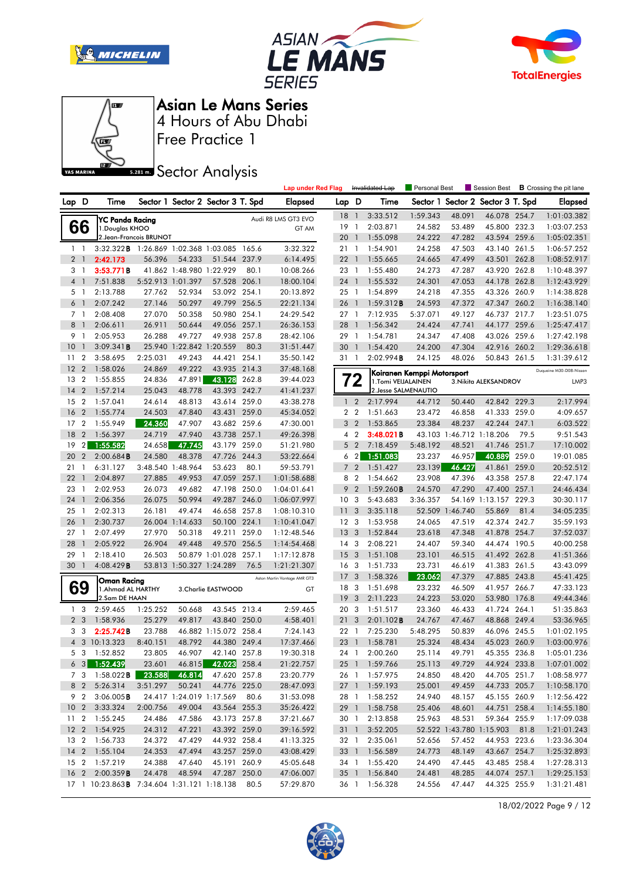# Asian Le Mans Series

## 4 Hours of Abu Dhabi

## Free Practice 1

## Sector Analysis

Lap under Red Flag | ~~Invalidated Lap~~ | Personal Best | Session Best | **B** Crossing the pit lane

### 66 — YC Panda Racing — Audi R8 LMS GT3 EVO — GT AM

1.Douglas KHOO
2.Jean-Francois BRUNOT

| Lap | D | Time | Sector 1 | Sector 2 | Sector 3 | T. Spd | Elapsed |
|---|---|---|---|---|---|---|---|
| 1 | 1 | 3:32.322**B** | 1:26.869 | 1:02.368 | 1:03.085 | 165.6 | 3:32.322 |
| 2 | 1 | 2:42.173 | 56.396 | 54.233 | 51.544 | 237.9 | 6:14.495 |
| 3 | 1 | 3:53.771**B** | 41.862 | 1:48.980 | 1:22.929 | 80.1 | 10:08.266 |
| 4 | 1 | 7:51.838 | 5:52.913 | 1:01.397 | 57.528 | 206.1 | 18:00.104 |
| 5 | 1 | 2:13.788 | 27.762 | 52.934 | 53.092 | 254.1 | 20:13.892 |
| 6 | 1 | 2:07.242 | 27.146 | 50.297 | 49.799 | 256.5 | 22:21.134 |
| 7 | 1 | 2:08.408 | 27.070 | 50.358 | 50.980 | 254.1 | 24:29.542 |
| 8 | 1 | 2:06.611 | 26.911 | 50.644 | 49.056 | 257.1 | 26:36.153 |
| 9 | 1 | 2:05.953 | 26.288 | 49.727 | 49.938 | 257.8 | 28:42.106 |
| 10 | 1 | 3:09.341**B** | 25.940 | 1:22.842 | 1:20.559 | 80.3 | 31:51.447 |
| 11 | 2 | 3:58.695 | 2:25.031 | 49.243 | 44.421 | 254.1 | 35:50.142 |
| 12 | 2 | 1:58.026 | 24.869 | 49.222 | 43.935 | 214.3 | 37:48.168 |
| 13 | 2 | 1:55.855 | 24.836 | 47.891 | 43.128 | 262.8 | 39:44.023 |
| 14 | 2 | 1:57.214 | 25.043 | 48.778 | 43.393 | 242.7 | 41:41.237 |
| 15 | 2 | 1:57.041 | 24.614 | 48.813 | 43.614 | 259.0 | 43:38.278 |
| 16 | 2 | 1:55.774 | 24.503 | 47.840 | 43.431 | 259.0 | 45:34.052 |
| 17 | 2 | 1:55.949 | 24.360 | 47.907 | 43.682 | 259.6 | 47:30.001 |
| 18 | 2 | 1:56.397 | 24.719 | 47.940 | 43.738 | 257.1 | 49:26.398 |
| 19 | 2 | 1:55.582 | 24.658 | 47.745 | 43.179 | 259.0 | 51:21.980 |
| 20 | 2 | 2:00.684**B** | 24.580 | 48.378 | 47.726 | 244.3 | 53:22.664 |
| 21 | 1 | 6:31.127 | 3:48.540 | 1:48.964 | 53.623 | 80.1 | 59:53.791 |
| 22 | 1 | 2:04.897 | 27.885 | 49.953 | 47.059 | 257.1 | 1:01:58.688 |
| 23 | 1 | 2:02.953 | 26.073 | 49.682 | 47.198 | 250.0 | 1:04:01.641 |
| 24 | 1 | 2:06.356 | 26.075 | 50.994 | 49.287 | 246.0 | 1:06:07.997 |
| 25 | 1 | 2:02.313 | 26.181 | 49.474 | 46.658 | 257.8 | 1:08:10.310 |
| 26 | 1 | 2:30.737 | 26.004 | 1:14.633 | 50.100 | 224.1 | 1:10:41.047 |
| 27 | 1 | 2:07.499 | 27.970 | 50.318 | 49.211 | 259.0 | 1:12:48.546 |
| 28 | 1 | 2:05.922 | 26.904 | 49.448 | 49.570 | 256.5 | 1:14:54.468 |
| 29 | 1 | 2:18.410 | 26.503 | 50.879 | 1:01.028 | 257.1 | 1:17:12.878 |
| 30 | 1 | 4:08.429**B** | 53.813 | 1:50.327 | 1:24.289 | 76.5 | 1:21:21.307 |

### 69 — Oman Racing — Aston Martin Vantage AMR GT3 — GT

1.Ahmad AL HARTHY
2.Sam DE HAAN
3.Charlie EASTWOOD

| Lap | D | Time | Sector 1 | Sector 2 | Sector 3 | T. Spd | Elapsed |
|---|---|---|---|---|---|---|---|
| 1 | 3 | 2:59.465 | 1:25.252 | 50.668 | 43.545 | 213.4 | 2:59.465 |
| 2 | 3 | 1:58.936 | 25.279 | 49.817 | 43.840 | 250.0 | 4:58.401 |
| 3 | 3 | 2:25.742**B** | 23.788 | 46.882 | 1:15.072 | 258.4 | 7:24.143 |
| 4 | 3 | 10:13.323 | 8:40.151 | 48.792 | 44.380 | 249.4 | 17:37.466 |
| 5 | 3 | 1:52.852 | 23.805 | 46.907 | 42.140 | 257.8 | 19:30.318 |
| 6 | 3 | 1:52.439 | 23.601 | 46.815 | 42.023 | 258.4 | 21:22.757 |
| 7 | 3 | 1:58.022**B** | 23.588 | 46.814 | 47.620 | 257.8 | 23:20.779 |
| 8 | 2 | 5:26.314 | 3:51.297 | 50.241 | 44.776 | 225.0 | 28:47.093 |
| 9 | 2 | 3:06.005**B** | 24.417 | 1:24.019 | 1:17.569 | 80.6 | 31:53.098 |
| 10 | 2 | 3:33.324 | 2:00.756 | 49.004 | 43.564 | 255.3 | 35:26.422 |
| 11 | 2 | 1:55.245 | 24.486 | 47.586 | 43.173 | 257.8 | 37:21.667 |
| 12 | 2 | 1:54.925 | 24.312 | 47.221 | 43.392 | 259.0 | 39:16.592 |
| 13 | 2 | 1:56.733 | 24.372 | 47.429 | 44.932 | 258.4 | 41:13.325 |
| 14 | 2 | 1:55.104 | 24.353 | 47.494 | 43.257 | 259.0 | 43:08.429 |
| 15 | 2 | 1:57.219 | 24.388 | 47.640 | 45.191 | 260.9 | 45:05.648 |
| 16 | 2 | 2:00.359**B** | 24.478 | 48.594 | 47.287 | 250.0 | 47:06.007 |
| 17 | 1 | 10:23.863**B** | 7:34.604 | 1:31.121 | 1:18.138 | 80.5 | 57:29.870 |
| 18 | 1 | 3:33.512 | 1:59.343 | 48.091 | 46.078 | 254.7 | 1:01:03.382 |
| 19 | 1 | 2:03.871 | 24.582 | 53.489 | 45.800 | 232.3 | 1:03:07.253 |
| 20 | 1 | 1:55.098 | 24.222 | 47.282 | 43.594 | 259.6 | 1:05:02.351 |
| 21 | 1 | 1:54.901 | 24.258 | 47.503 | 43.140 | 261.5 | 1:06:57.252 |
| 22 | 1 | 1:55.665 | 24.665 | 47.499 | 43.501 | 262.8 | 1:08:52.917 |
| 23 | 1 | 1:55.480 | 24.273 | 47.287 | 43.920 | 262.8 | 1:10:48.397 |
| 24 | 1 | 1:55.532 | 24.301 | 47.053 | 44.178 | 262.8 | 1:12:43.929 |
| 25 | 1 | 1:54.899 | 24.218 | 47.355 | 43.326 | 260.9 | 1:14:38.828 |
| 26 | 1 | 1:59.312**B** | 24.593 | 47.372 | 47.347 | 260.2 | 1:16:38.140 |
| 27 | 1 | 7:12.935 | 5:37.071 | 49.127 | 46.737 | 217.7 | 1:23:51.075 |
| 28 | 1 | 1:56.342 | 24.424 | 47.741 | 44.177 | 259.6 | 1:25:47.417 |
| 29 | 1 | 1:54.781 | 24.347 | 47.408 | 43.026 | 259.6 | 1:27:42.198 |
| 30 | 1 | 1:54.420 | 24.200 | 47.304 | 42.916 | 260.2 | 1:29:36.618 |
| 31 | 1 | 2:02.994**B** | 24.125 | 48.026 | 50.843 | 261.5 | 1:31:39.612 |

### 72 — Koiranen Kemppi Motorsport — Duqueine M30-D08-Nissan — LMP3

1.Tomi VEIJALAINEN
2.Jesse SALMENAUTIO
3.Nikita ALEKSANDROV

| Lap | D | Time | Sector 1 | Sector 2 | Sector 3 | T. Spd | Elapsed |
|---|---|---|---|---|---|---|---|
| 1 | 2 | 2:17.994 | 44.712 | 50.440 | 42.842 | 229.3 | 2:17.994 |
| 2 | 2 | 1:51.663 | 23.472 | 46.858 | 41.333 | 259.0 | 4:09.657 |
| 3 | 2 | 1:53.865 | 23.384 | 48.237 | 42.244 | 247.1 | 6:03.522 |
| 4 | 2 | 3:48.021**B** | 43.103 | 1:46.712 | 1:18.206 | 79.5 | 9:51.543 |
| 5 | 2 | 7:18.459 | 5:48.192 | 48.521 | 41.746 | 251.7 | 17:10.002 |
| 6 | 2 | 1:51.083 | 23.237 | 46.957 | 40.889 | 259.0 | 19:01.085 |
| 7 | 2 | 1:51.427 | 23.139 | 46.427 | 41.861 | 259.0 | 20:52.512 |
| 8 | 2 | 1:54.662 | 23.908 | 47.396 | 43.358 | 257.8 | 22:47.174 |
| 9 | 2 | 1:59.260**B** | 24.570 | 47.290 | 47.400 | 257.1 | 24:46.434 |
| 10 | 3 | 5:43.683 | 3:36.357 | 54.169 | 1:13.157 | 229.3 | 30:30.117 |
| 11 | 3 | 3:35.118 | 52.509 | 1:46.740 | 55.869 | 81.4 | 34:05.235 |
| 12 | 3 | 1:53.958 | 24.065 | 47.519 | 42.374 | 242.7 | 35:59.193 |
| 13 | 3 | 1:52.844 | 23.618 | 47.348 | 41.878 | 254.7 | 37:52.037 |
| 14 | 3 | 2:08.221 | 24.407 | 59.340 | 44.474 | 190.5 | 40:00.258 |
| 15 | 3 | 1:51.108 | 23.101 | 46.515 | 41.492 | 262.8 | 41:51.366 |
| 16 | 3 | 1:51.733 | 23.731 | 46.619 | 41.383 | 261.5 | 43:43.099 |
| 17 | 3 | 1:58.326 | 23.062 | 47.379 | 47.885 | 243.8 | 45:41.425 |
| 18 | 3 | 1:51.698 | 23.232 | 46.509 | 41.957 | 266.7 | 47:33.123 |
| 19 | 3 | 2:11.223 | 24.223 | 53.020 | 53.980 | 176.8 | 49:44.346 |
| 20 | 3 | 1:51.517 | 23.360 | 46.433 | 41.724 | 264.1 | 51:35.863 |
| 21 | 3 | 2:01.102**B** | 24.767 | 47.467 | 48.868 | 249.4 | 53:36.965 |
| 22 | 1 | 7:25.230 | 5:48.295 | 50.839 | 46.096 | 245.5 | 1:01:02.195 |
| 23 | 1 | 1:58.781 | 25.324 | 48.434 | 45.023 | 260.9 | 1:03:00.976 |
| 24 | 1 | 2:00.260 | 25.114 | 49.791 | 45.355 | 236.8 | 1:05:01.236 |
| 25 | 1 | 1:59.766 | 25.113 | 49.729 | 44.924 | 233.8 | 1:07:01.002 |
| 26 | 1 | 1:57.975 | 24.850 | 48.420 | 44.705 | 251.7 | 1:08:58.977 |
| 27 | 1 | 1:59.193 | 25.001 | 49.459 | 44.733 | 205.7 | 1:10:58.170 |
| 28 | 1 | 1:58.252 | 24.940 | 48.157 | 45.155 | 260.9 | 1:12:56.422 |
| 29 | 1 | 1:58.758 | 25.406 | 48.601 | 44.751 | 258.4 | 1:14:55.180 |
| 30 | 1 | 2:13.858 | 25.963 | 48.531 | 59.364 | 255.9 | 1:17:09.038 |
| 31 | 1 | 3:52.205 | 52.522 | 1:43.780 | 1:15.903 | 81.8 | 1:21:01.243 |
| 32 | 1 | 2:35.061 | 52.656 | 57.452 | 44.953 | 223.6 | 1:23:36.304 |
| 33 | 1 | 1:56.589 | 24.773 | 48.149 | 43.667 | 254.7 | 1:25:32.893 |
| 34 | 1 | 1:55.420 | 24.490 | 47.445 | 43.485 | 258.4 | 1:27:28.313 |
| 35 | 1 | 1:56.840 | 24.481 | 48.285 | 44.074 | 257.1 | 1:29:25.153 |
| 36 | 1 | 1:56.328 | 24.556 | 47.447 | 44.325 | 255.9 | 1:31:21.481 |

18/02/2022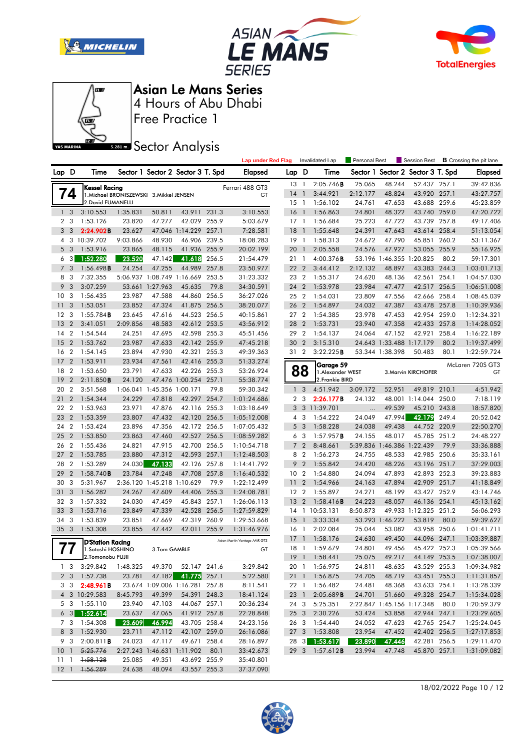# Asian Le Mans Series

4 Hours of Abu Dhabi

Free Practice 1

Sector Analysis

Lap under Red Flag | ~~Invalidated Lap~~ | Personal Best | Session Best | **B** Crossing the pit lane

## 74 Kessel Racing — Ferrari 488 GT3 — GT

1.Michael BRONISZEWSKI 2.David FUMANELLI 3.Mikkel JENSEN

| Lap | D | Time | Sector 1 | Sector 2 | Sector 3 | T. Spd | Elapsed |
|---|---|---|---|---|---|---|---|
| 1 | 3 | 3:10.553 | 1:35.831 | 50.811 | 43.911 | 231.3 | 3:10.553 |
| 2 | 3 | 1:53.126 | 23.820 | 47.277 | 42.029 | 255.9 | 5:03.679 |
| 3 | 3 | 2:24.902**B** | 23.627 | 47.046 | 1:14.229 | 257.1 | 7:28.581 |
| 4 | 3 | 10:39.702 | 9:03.866 | 48.930 | 46.906 | 239.5 | 18:08.283 |
| 5 | 3 | 1:53.916 | 23.865 | 48.115 | 41.936 | 255.9 | 20:02.199 |
| 6 | 3 | 1:52.280 | 23.520 | 47.142 | 41.618 | 256.5 | 21:54.479 |
| 7 | 3 | 1:56.498**B** | 24.254 | 47.255 | 44.989 | 257.8 | 23:50.977 |
| 8 | 3 | 7:32.355 | 5:06.937 | 1:08.749 | 1:16.669 | 253.5 | 31:23.332 |
| 9 | 3 | 3:07.259 | 53.661 | 1:27.963 | 45.635 | 79.8 | 34:30.591 |
| 10 | 3 | 1:56.435 | 23.987 | 47.588 | 44.860 | 256.5 | 36:27.026 |
| 11 | 3 | 1:53.051 | 23.852 | 47.324 | 41.875 | 256.5 | 38:20.077 |
| 12 | 3 | 1:55.784**B** | 23.645 | 47.616 | 44.523 | 256.5 | 40:15.861 |
| 13 | 2 | 3:41.051 | 2:09.856 | 48.583 | 42.612 | 253.5 | 43:56.912 |
| 14 | 2 | 1:54.544 | 24.251 | 47.695 | 42.598 | 255.3 | 45:51.456 |
| 15 | 2 | 1:53.762 | 23.987 | 47.633 | 42.142 | 255.9 | 47:45.218 |
| 16 | 2 | 1:54.145 | 23.894 | 47.930 | 42.321 | 255.3 | 49:39.363 |
| 17 | 2 | 1:53.911 | 23.934 | 47.561 | 42.416 | 255.3 | 51:33.274 |
| 18 | 2 | 1:53.650 | 23.791 | 47.633 | 42.226 | 255.3 | 53:26.924 |
| 19 | 2 | 2:11.850**B** | 24.120 | 47.476 | 1:00.254 | 257.1 | 55:38.774 |
| 20 | 2 | 3:51.568 | 1:06.041 | 1:45.356 | 1:00.171 | 79.8 | 59:30.342 |
| 21 | 2 | 1:54.344 | 24.229 | 47.818 | 42.297 | 254.7 | 1:01:24.686 |
| 22 | 2 | 1:53.963 | 23.971 | 47.876 | 42.116 | 255.3 | 1:03:18.649 |
| 23 | 2 | 1:53.359 | 23.807 | 47.432 | 42.120 | 256.5 | 1:05:12.008 |
| 24 | 2 | 1:53.424 | 23.896 | 47.356 | 42.172 | 256.5 | 1:07:05.432 |
| 25 | 2 | 1:53.850 | 23.863 | 47.460 | 42.527 | 256.5 | 1:08:59.282 |
| 26 | 2 | 1:55.436 | 24.821 | 47.915 | 42.700 | 256.5 | 1:10:54.718 |
| 27 | 2 | 1:53.785 | 23.880 | 47.312 | 42.593 | 257.1 | 1:12:48.503 |
| 28 | 2 | 1:53.289 | 24.030 | 47.133 | 42.126 | 257.8 | 1:14:41.792 |
| 29 | 2 | 1:58.740**B** | 23.784 | 47.248 | 47.708 | 257.8 | 1:16:40.532 |
| 30 | 3 | 5:31.967 | 2:36.120 | 1:45.218 | 1:10.629 | 79.9 | 1:22:12.499 |
| 31 | 3 | 1:56.282 | 24.267 | 47.609 | 44.406 | 255.3 | 1:24:08.781 |
| 32 | 3 | 1:57.332 | 24.030 | 47.459 | 45.843 | 257.1 | 1:26:06.113 |
| 33 | 3 | 1:53.716 | 23.849 | 47.339 | 42.528 | 256.5 | 1:27:59.829 |
| 34 | 3 | 1:53.839 | 23.851 | 47.669 | 42.319 | 260.9 | 1:29:53.668 |
| 35 | 3 | 1:53.308 | 23.855 | 47.442 | 42.011 | 255.9 | 1:31:46.976 |

## 77 D'Station Racing — Aston Martin Vantage AMR GT3 — GT

1.Satoshi HOSHINO 2.Tomonobu FUJII 3.Tom GAMBLE

| Lap | D | Time | Sector 1 | Sector 2 | Sector 3 | T. Spd | Elapsed |
|---|---|---|---|---|---|---|---|
| 1 | 3 | 3:29.842 | 1:48.325 | 49.370 | 52.147 | 241.6 | 3:29.842 |
| 2 | 3 | 1:52.738 | 23.781 | 47.182 | 41.775 | 257.1 | 5:22.580 |
| 3 | 3 | 2:48.961**B** | 23.674 | 1:09.006 | 1:16.281 | 257.8 | 8:11.541 |
| 4 | 3 | 10:29.583 | 8:45.793 | 49.399 | 54.391 | 248.3 | 18:41.124 |
| 5 | 3 | 1:55.110 | 23.940 | 47.103 | 44.067 | 257.1 | 20:36.234 |
| 6 | 3 | 1:52.614 | 23.637 | 47.065 | 41.912 | 257.8 | 22:28.848 |
| 7 | 3 | 1:54.308 | 23.609 | 46.994 | 43.705 | 258.4 | 24:23.156 |
| 8 | 3 | 1:52.930 | 23.711 | 47.112 | 42.107 | 259.0 | 26:16.086 |
| 9 | 3 | 2:00.811**B** | 24.023 | 47.117 | 49.671 | 258.4 | 28:16.897 |
| 10 | 1 | ~~5:25.776~~ | 2:27.243 | 1:46.631 | 1:11.902 | 80.1 | 33:42.673 |
| 11 | 1 | ~~1:58.128~~ | 25.085 | 49.351 | 43.692 | 255.9 | 35:40.801 |
| 12 | 1 | ~~1:56.289~~ | 24.638 | 48.094 | 43.557 | 255.3 | 37:37.090 |
| 13 | 1 | ~~2:05.746~~**B** | 25.065 | 48.244 | 52.437 | 257.1 | 39:42.836 |
| 14 | 1 | 3:44.921 | 2:12.177 | 48.824 | 43.920 | 257.1 | 43:27.757 |
| 15 | 1 | 1:56.102 | 24.761 | 47.653 | 43.688 | 259.6 | 45:23.859 |
| 16 | 1 | 1:56.863 | 24.801 | 48.322 | 43.740 | 259.0 | 47:20.722 |
| 17 | 1 | 1:56.684 | 25.223 | 47.722 | 43.739 | 257.8 | 49:17.406 |
| 18 | 1 | 1:55.648 | 24.391 | 47.643 | 43.614 | 258.4 | 51:13.054 |
| 19 | 1 | 1:58.313 | 24.672 | 47.790 | 45.851 | 260.2 | 53:11.367 |
| 20 | 1 | 2:05.558 | 24.576 | 47.927 | 53.055 | 255.9 | 55:16.925 |
| 21 | 1 | 4:00.376**B** | 53.196 | 1:46.355 | 1:20.825 | 80.2 | 59:17.301 |
| 22 | 2 | 3:44.412 | 2:12.132 | 48.897 | 43.383 | 244.3 | 1:03:01.713 |
| 23 | 2 | 1:55.317 | 24.620 | 48.136 | 42.561 | 254.1 | 1:04:57.030 |
| 24 | 2 | 1:53.978 | 23.984 | 47.477 | 42.517 | 256.5 | 1:06:51.008 |
| 25 | 2 | 1:54.031 | 23.809 | 47.556 | 42.666 | 258.4 | 1:08:45.039 |
| 26 | 2 | 1:54.897 | 24.032 | 47.387 | 43.478 | 257.8 | 1:10:39.936 |
| 27 | 2 | 1:54.385 | 23.978 | 47.453 | 42.954 | 259.0 | 1:12:34.321 |
| 28 | 2 | 1:53.731 | 23.940 | 47.358 | 42.433 | 257.8 | 1:14:28.052 |
| 29 | 2 | 1:54.137 | 24.064 | 47.152 | 42.921 | 258.4 | 1:16:22.189 |
| 30 | 2 | 3:15.310 | 24.643 | 1:33.488 | 1:17.179 | 80.2 | 1:19:37.499 |
| 31 | 2 | 3:22.225**B** | 53.344 | 1:38.398 | 50.483 | 80.1 | 1:22:59.724 |

## 88 Garage 59 — McLaren 720S GT3 — GT

1.Alexander WEST 2.Frankie BIRD 3.Marvin KIRCHOFER

| Lap | D | Time | Sector 1 | Sector 2 | Sector 3 | T. Spd | Elapsed |
|---|---|---|---|---|---|---|---|
| 1 | 3 | 4:51.942 | 3:09.172 | 52.951 | 49.819 | 210.1 | 4:51.942 |
| 2 | 3 | 2:26.177**B** | 24.132 | 48.001 | 1:14.044 | 250.0 | 7:18.119 |
| 3 | 3 | 11:39.701 | ... | 49.539 | 45.210 | 243.8 | 18:57.820 |
| 4 | 3 | 1:54.222 | 24.049 | 47.994 | 42.179 | 249.4 | 20:52.042 |
| 5 | 3 | 1:58.228 | 24.038 | 49.438 | 44.752 | 220.9 | 22:50.270 |
| 6 | 3 | 1:57.957**B** | 24.155 | 48.017 | 45.785 | 251.2 | 24:48.227 |
| 7 | 2 | 8:48.661 | 5:39.836 | 1:46.386 | 1:22.439 | 79.9 | 33:36.888 |
| 8 | 2 | 1:56.273 | 24.755 | 48.533 | 42.985 | 250.6 | 35:33.161 |
| 9 | 2 | 1:55.842 | 24.420 | 48.226 | 43.196 | 251.7 | 37:29.003 |
| 10 | 2 | 1:54.880 | 24.094 | 47.893 | 42.893 | 252.3 | 39:23.883 |
| 11 | 2 | 1:54.966 | 24.163 | 47.894 | 42.909 | 251.7 | 41:18.849 |
| 12 | 2 | 1:55.897 | 24.271 | 48.199 | 43.427 | 252.9 | 43:14.746 |
| 13 | 2 | 1:58.416**B** | 24.223 | 48.057 | 46.136 | 254.1 | 45:13.162 |
| 14 | 1 | 10:53.131 | 8:50.873 | 49.933 | 1:12.325 | 251.2 | 56:06.293 |
| 15 | 1 | 3:33.334 | 53.293 | 1:46.222 | 53.819 | 80.0 | 59:39.627 |
| 16 | 1 | 2:02.084 | 25.044 | 53.082 | 43.958 | 250.6 | 1:01:41.711 |
| 17 | 1 | 1:58.176 | 24.630 | 49.450 | 44.096 | 247.1 | 1:03:39.887 |
| 18 | 1 | 1:59.679 | 24.801 | 49.456 | 45.422 | 252.3 | 1:05:39.566 |
| 19 | 1 | 1:58.441 | 25.075 | 49.217 | 44.149 | 253.5 | 1:07:38.007 |
| 20 | 1 | 1:56.975 | 24.811 | 48.635 | 43.529 | 255.3 | 1:09:34.982 |
| 21 | 1 | 1:56.875 | 24.705 | 48.719 | 43.451 | 255.3 | 1:11:31.857 |
| 22 | 1 | 1:56.482 | 24.481 | 48.368 | 43.633 | 254.1 | 1:13:28.339 |
| 23 | 1 | 2:05.689**B** | 24.701 | 51.660 | 49.328 | 254.7 | 1:15:34.028 |
| 24 | 3 | 5:25.351 | 2:22.847 | 1:45.156 | 1:17.348 | 80.0 | 1:20:59.379 |
| 25 | 3 | 2:30.226 | 53.424 | 53.858 | 42.944 | 247.1 | 1:23:29.605 |
| 26 | 3 | 1:55.440 | 24.052 | 47.623 | 42.765 | 254.7 | 1:25:24.045 |
| 27 | 3 | 1:53.808 | 23.954 | 47.452 | 42.402 | 256.5 | 1:27:17.853 |
| 28 | 3 | 1:53.617 | 23.890 | 47.446 | 42.281 | 256.5 | 1:29:11.470 |
| 29 | 3 | 1:57.612**B** | 23.994 | 47.748 | 45.870 | 257.1 | 1:31:09.082 |

18/02/2022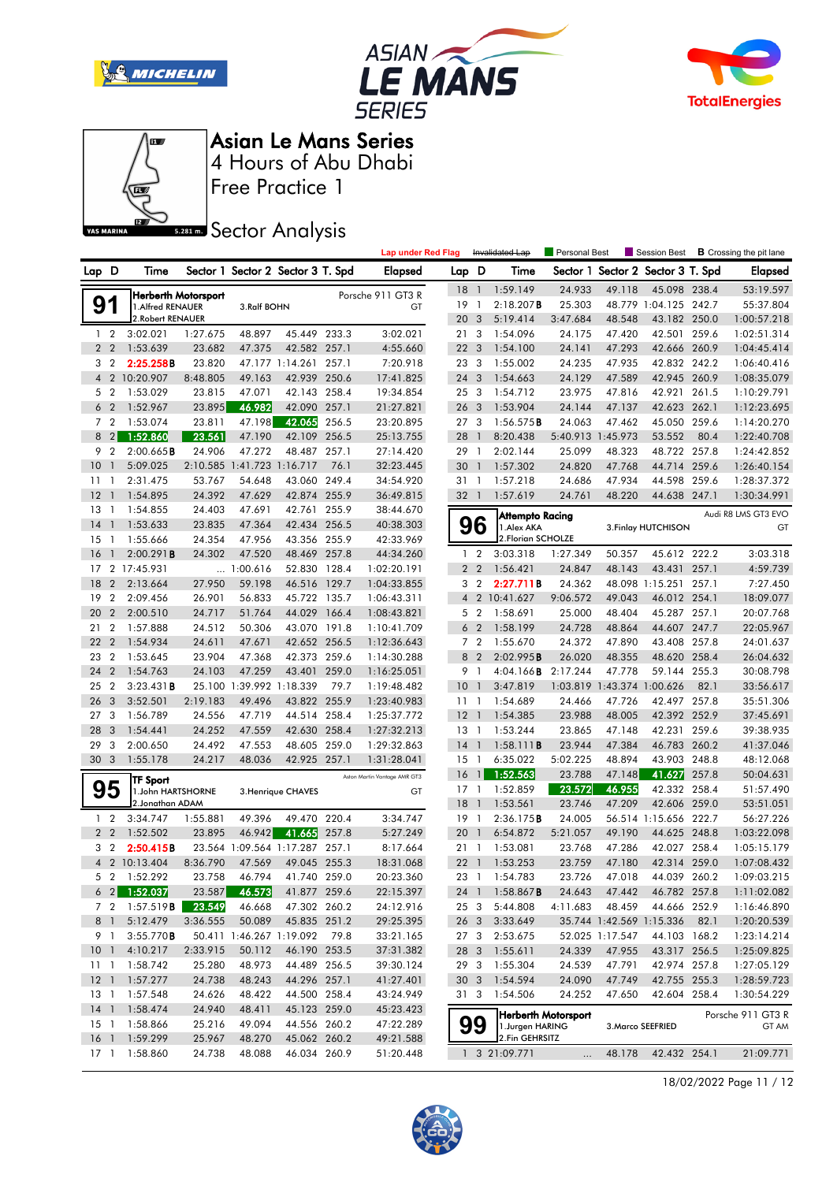# Asian Le Mans Series

## 4 Hours of Abu Dhabi

## Free Practice 1

## Sector Analysis

Lap under Red Flag | ~~Invalidated Lap~~ | Personal Best | Session Best | **B** Crossing the pit lane

### 91 Herberth Motorsport — Porsche 911 GT3 R — GT

1.Alfred RENAUER, 2.Robert RENAUER, 3.Ralf BOHN

| Lap | D | Time | Sector 1 | Sector 2 | Sector 3 | T. Spd | Elapsed |
|---|---|---|---|---|---|---|---|
| 1 | 2 | 3:02.021 | 1:27.675 | 48.897 | 45.449 | 233.3 | 3:02.021 |
| 2 | 2 | 1:53.639 | 23.682 | 47.375 | 42.582 | 257.1 | 4:55.660 |
| 3 | 2 | 2:25.258**B** | 23.820 | 47.177 | 1:14.261 | 257.1 | 7:20.918 |
| 4 | 2 | 10:20.907 | 8:48.805 | 49.163 | 42.939 | 250.6 | 17:41.825 |
| 5 | 2 | 1:53.029 | 23.815 | 47.071 | 42.143 | 258.4 | 19:34.854 |
| 6 | 2 | 1:52.967 | 23.895 | 46.982 | 42.090 | 257.1 | 21:27.821 |
| 7 | 2 | 1:53.074 | 23.811 | 47.198 | 42.065 | 256.5 | 23:20.895 |
| 8 | 2 | 1:52.860 | 23.561 | 47.190 | 42.109 | 256.5 | 25:13.755 |
| 9 | 2 | 2:00.665**B** | 24.906 | 47.272 | 48.487 | 257.1 | 27:14.420 |
| 10 | 1 | 5:09.025 | 2:10.585 | 1:41.723 | 1:16.717 | 76.1 | 32:23.445 |
| 11 | 1 | 2:31.475 | 53.767 | 54.648 | 43.060 | 249.4 | 34:54.920 |
| 12 | 1 | 1:54.895 | 24.392 | 47.629 | 42.874 | 255.9 | 36:49.815 |
| 13 | 1 | 1:54.855 | 24.403 | 47.691 | 42.761 | 255.9 | 38:44.670 |
| 14 | 1 | 1:53.633 | 23.835 | 47.364 | 42.434 | 256.5 | 40:38.303 |
| 15 | 1 | 1:55.666 | 24.354 | 47.956 | 43.356 | 255.9 | 42:33.969 |
| 16 | 1 | 2:00.291**B** | 24.302 | 47.520 | 48.469 | 257.8 | 44:34.260 |
| 17 | 2 | 17:45.931 | ... | 1:00.616 | 52.830 | 128.4 | 1:02:20.191 |
| 18 | 2 | 2:13.664 | 27.950 | 59.198 | 46.516 | 129.7 | 1:04:33.855 |
| 19 | 2 | 2:09.456 | 26.901 | 56.833 | 45.722 | 135.7 | 1:06:43.311 |
| 20 | 2 | 2:00.510 | 24.717 | 51.764 | 44.029 | 166.4 | 1:08:43.821 |
| 21 | 2 | 1:57.888 | 24.512 | 50.306 | 43.070 | 191.8 | 1:10:41.709 |
| 22 | 2 | 1:54.934 | 24.611 | 47.671 | 42.652 | 256.5 | 1:12:36.643 |
| 23 | 2 | 1:53.645 | 23.904 | 47.368 | 42.373 | 259.6 | 1:14:30.288 |
| 24 | 2 | 1:54.763 | 24.103 | 47.259 | 43.401 | 259.0 | 1:16:25.051 |
| 25 | 2 | 3:23.431**B** | 25.100 | 1:39.992 | 1:18.339 | 79.7 | 1:19:48.482 |
| 26 | 3 | 3:52.501 | 2:19.183 | 49.496 | 43.822 | 255.9 | 1:23:40.983 |
| 27 | 3 | 1:56.789 | 24.556 | 47.719 | 44.514 | 258.4 | 1:25:37.772 |
| 28 | 3 | 1:54.441 | 24.252 | 47.559 | 42.630 | 258.4 | 1:27:32.213 |
| 29 | 3 | 2:00.650 | 24.492 | 47.553 | 48.605 | 259.0 | 1:29:32.863 |
| 30 | 3 | 1:55.178 | 24.217 | 48.036 | 42.925 | 257.1 | 1:31:28.041 |

### 95 TF Sport — Aston Martin Vantage AMR GT3 — GT

1.John HARTSHORNE, 2.Jonathan ADAM, 3.Henrique CHAVES

| Lap | D | Time | Sector 1 | Sector 2 | Sector 3 | T. Spd | Elapsed |
|---|---|---|---|---|---|---|---|
| 1 | 2 | 3:34.747 | 1:55.881 | 49.396 | 49.470 | 220.4 | 3:34.747 |
| 2 | 2 | 1:52.502 | 23.895 | 46.942 | 41.665 | 257.8 | 5:27.249 |
| 3 | 2 | 2:50.415**B** | 23.564 | 1:09.564 | 1:17.287 | 257.1 | 8:17.664 |
| 4 | 2 | 10:13.404 | 8:36.790 | 47.569 | 49.045 | 255.3 | 18:31.068 |
| 5 | 2 | 1:52.292 | 23.758 | 46.794 | 41.740 | 259.0 | 20:23.360 |
| 6 | 2 | 1:52.037 | 23.587 | 46.573 | 41.877 | 259.6 | 22:15.397 |
| 7 | 2 | 1:57.519**B** | 23.549 | 46.668 | 47.302 | 260.2 | 24:12.916 |
| 8 | 1 | 5:12.479 | 3:36.555 | 50.089 | 45.835 | 251.2 | 29:25.395 |
| 9 | 1 | 3:55.770**B** | 50.411 | 1:46.267 | 1:19.092 | 79.8 | 33:21.165 |
| 10 | 1 | 4:10.217 | 2:33.915 | 50.112 | 46.190 | 253.5 | 37:31.382 |
| 11 | 1 | 1:58.742 | 25.280 | 48.973 | 44.489 | 256.5 | 39:30.124 |
| 12 | 1 | 1:57.277 | 24.738 | 48.243 | 44.296 | 257.1 | 41:27.401 |
| 13 | 1 | 1:57.548 | 24.626 | 48.422 | 44.500 | 258.4 | 43:24.949 |
| 14 | 1 | 1:58.474 | 24.940 | 48.411 | 45.123 | 259.0 | 45:23.423 |
| 15 | 1 | 1:58.866 | 25.216 | 49.094 | 44.556 | 260.2 | 47:22.289 |
| 16 | 1 | 1:59.299 | 25.967 | 48.270 | 45.062 | 260.2 | 49:21.588 |
| 17 | 1 | 1:58.860 | 24.738 | 48.088 | 46.034 | 260.9 | 51:20.448 |
| 18 | 1 | 1:59.149 | 24.933 | 49.118 | 45.098 | 238.4 | 53:19.597 |
| 19 | 1 | 2:18.207**B** | 25.303 | 48.779 | 1:04.125 | 242.7 | 55:37.804 |
| 20 | 3 | 5:19.414 | 3:47.684 | 48.548 | 43.182 | 250.0 | 1:00:57.218 |
| 21 | 3 | 1:54.096 | 24.175 | 47.420 | 42.501 | 259.6 | 1:02:51.314 |
| 22 | 3 | 1:54.100 | 24.141 | 47.293 | 42.666 | 260.9 | 1:04:45.414 |
| 23 | 3 | 1:55.002 | 24.235 | 47.935 | 42.832 | 242.2 | 1:06:40.416 |
| 24 | 3 | 1:54.663 | 24.129 | 47.589 | 42.945 | 260.9 | 1:08:35.079 |
| 25 | 3 | 1:54.712 | 23.975 | 47.816 | 42.921 | 261.5 | 1:10:29.791 |
| 26 | 3 | 1:53.904 | 24.144 | 47.137 | 42.623 | 262.1 | 1:12:23.695 |
| 27 | 3 | 1:56.575**B** | 24.063 | 47.462 | 45.050 | 259.6 | 1:14:20.270 |
| 28 | 1 | 8:20.438 | 5:40.913 | 1:45.973 | 53.552 | 80.4 | 1:22:40.708 |
| 29 | 1 | 2:02.144 | 25.099 | 48.323 | 48.722 | 257.8 | 1:24:42.852 |
| 30 | 1 | 1:57.302 | 24.820 | 47.768 | 44.714 | 259.6 | 1:26:40.154 |
| 31 | 1 | 1:57.218 | 24.686 | 47.934 | 44.598 | 259.6 | 1:28:37.372 |
| 32 | 1 | 1:57.619 | 24.761 | 48.220 | 44.638 | 247.1 | 1:30:34.991 |

### 96 Attempto Racing — Audi R8 LMS GT3 EVO — GT

1.Alex AKA, 2.Florian SCHOLZE, 3.Finlay HUTCHISON

| Lap | D | Time | Sector 1 | Sector 2 | Sector 3 | T. Spd | Elapsed |
|---|---|---|---|---|---|---|---|
| 1 | 2 | 3:03.318 | 1:27.349 | 50.357 | 45.612 | 222.2 | 3:03.318 |
| 2 | 2 | 1:56.421 | 24.847 | 48.143 | 43.431 | 257.1 | 4:59.739 |
| 3 | 2 | 2:27.711**B** | 24.362 | 48.098 | 1:15.251 | 257.1 | 7:27.450 |
| 4 | 2 | 10:41.627 | 9:06.572 | 49.043 | 46.012 | 254.1 | 18:09.077 |
| 5 | 2 | 1:58.691 | 25.000 | 48.404 | 45.287 | 257.1 | 20:07.768 |
| 6 | 2 | 1:58.199 | 24.728 | 48.864 | 44.607 | 247.7 | 22:05.967 |
| 7 | 2 | 1:55.670 | 24.372 | 47.890 | 43.408 | 257.8 | 24:01.637 |
| 8 | 2 | 2:02.995**B** | 26.020 | 48.355 | 48.620 | 258.4 | 26:04.632 |
| 9 | 1 | 4:04.166**B** | 2:17.244 | 47.778 | 59.144 | 255.3 | 30:08.798 |
| 10 | 1 | 3:47.819 | 1:03.819 | 1:43.374 | 1:00.626 | 82.1 | 33:56.617 |
| 11 | 1 | 1:54.689 | 24.466 | 47.726 | 42.497 | 257.8 | 35:51.306 |
| 12 | 1 | 1:54.385 | 23.988 | 48.005 | 42.392 | 252.9 | 37:45.691 |
| 13 | 1 | 1:53.244 | 23.865 | 47.148 | 42.231 | 259.6 | 39:38.935 |
| 14 | 1 | 1:58.111**B** | 23.944 | 47.384 | 46.783 | 260.2 | 41:37.046 |
| 15 | 1 | 6:35.022 | 5:02.225 | 48.894 | 43.903 | 248.8 | 48:12.068 |
| 16 | 1 | 1:52.563 | 23.788 | 47.148 | 41.627 | 257.8 | 50:04.631 |
| 17 | 1 | 1:52.859 | 23.572 | 46.955 | 42.332 | 258.4 | 51:57.490 |
| 18 | 1 | 1:53.561 | 23.746 | 47.209 | 42.606 | 259.0 | 53:51.051 |
| 19 | 1 | 2:36.175**B** | 24.005 | 56.514 | 1:15.656 | 222.7 | 56:27.226 |
| 20 | 1 | 6:54.872 | 5:21.057 | 49.190 | 44.625 | 248.8 | 1:03:22.098 |
| 21 | 1 | 1:53.081 | 23.768 | 47.286 | 42.027 | 258.4 | 1:05:15.179 |
| 22 | 1 | 1:53.253 | 23.759 | 47.180 | 42.314 | 259.0 | 1:07:08.432 |
| 23 | 1 | 1:54.783 | 23.726 | 47.018 | 44.039 | 260.2 | 1:09:03.215 |
| 24 | 1 | 1:58.867**B** | 24.643 | 47.442 | 46.782 | 257.8 | 1:11:02.082 |
| 25 | 3 | 5:44.808 | 4:11.683 | 48.459 | 44.666 | 252.9 | 1:16:46.890 |
| 26 | 3 | 3:33.649 | 35.744 | 1:42.569 | 1:15.336 | 82.1 | 1:20:20.539 |
| 27 | 3 | 2:53.675 | 52.025 | 1:17.547 | 44.103 | 168.2 | 1:23:14.214 |
| 28 | 3 | 1:55.611 | 24.339 | 47.955 | 43.317 | 256.5 | 1:25:09.825 |
| 29 | 3 | 1:55.304 | 24.539 | 47.791 | 42.974 | 257.8 | 1:27:05.129 |
| 30 | 3 | 1:54.594 | 24.090 | 47.749 | 42.755 | 255.3 | 1:28:59.723 |
| 31 | 3 | 1:54.506 | 24.252 | 47.650 | 42.604 | 258.4 | 1:30:54.229 |

### 99 Herberth Motorsport — Porsche 911 GT3 R — GT AM

1.Jurgen HARING, 2.Fin GEHRSITZ, 3.Marco SEEFRIED

| Lap | D | Time | Sector 1 | Sector 2 | Sector 3 | T. Spd | Elapsed |
|---|---|---|---|---|---|---|---|
| 1 | 3 | 21:09.771 | ... | 48.178 | 42.432 | 254.1 | 21:09.771 |

18/02/2022 Page 11 / 12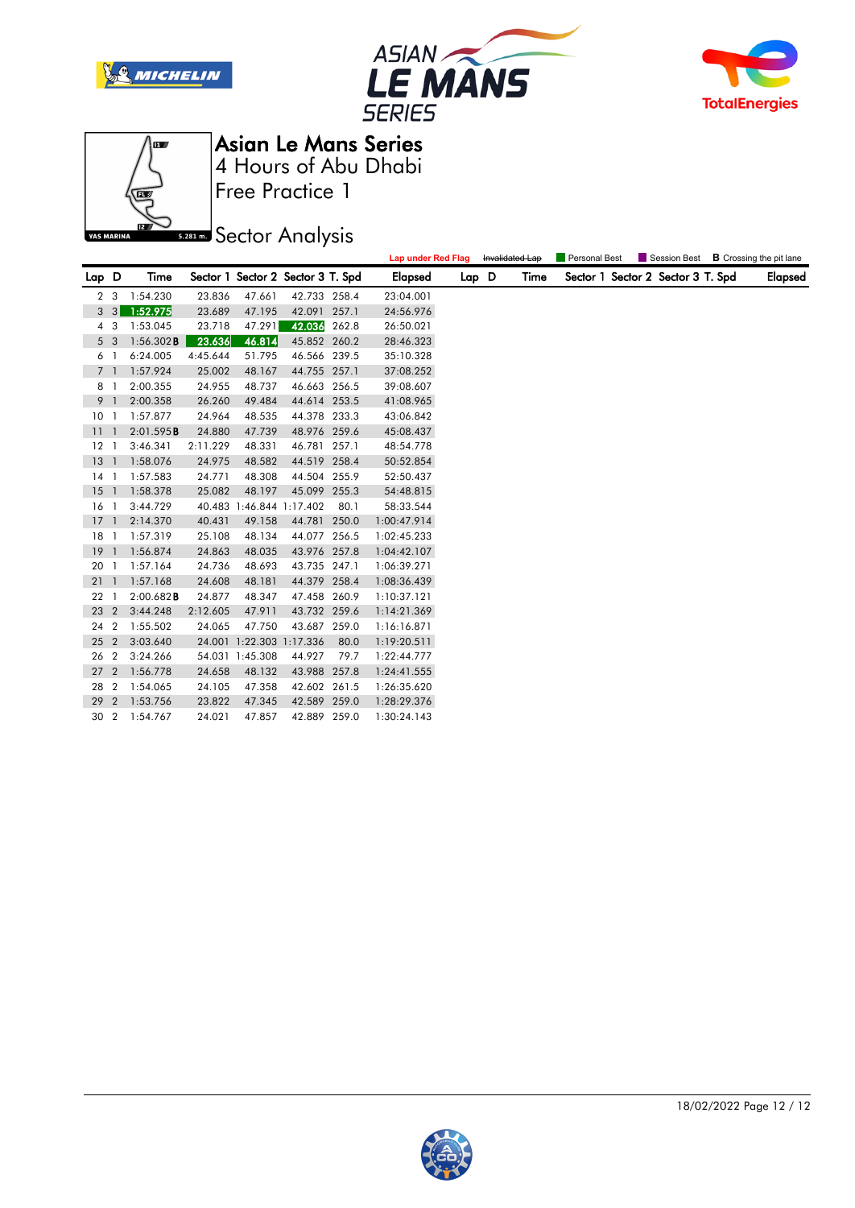# Asian Le Mans Series

4 Hours of Abu Dhabi

Free Practice 1

## Sector Analysis

Lap under Red Flag | ~~Invalidated Lap~~ | Personal Best | Session Best | **B** Crossing the pit lane

| Lap | D | Time | Sector 1 | Sector 2 | Sector 3 | T. Spd | Elapsed |
|---|---|---|---|---|---|---|---|
| 2 | 3 | 1:54.230 | 23.836 | 47.661 | 42.733 | 258.4 | 23:04.001 |
| 3 | 3 | 1:52.975 | 23.689 | 47.195 | 42.091 | 257.1 | 24:56.976 |
| 4 | 3 | 1:53.045 | 23.718 | 47.291 | 42.036 | 262.8 | 26:50.021 |
| 5 | 3 | 1:56.302**B** | 23.636 | 46.814 | 45.852 | 260.2 | 28:46.323 |
| 6 | 1 | 6:24.005 | 4:45.644 | 51.795 | 46.566 | 239.5 | 35:10.328 |
| 7 | 1 | 1:57.924 | 25.002 | 48.167 | 44.755 | 257.1 | 37:08.252 |
| 8 | 1 | 2:00.355 | 24.955 | 48.737 | 46.663 | 256.5 | 39:08.607 |
| 9 | 1 | 2:00.358 | 26.260 | 49.484 | 44.614 | 253.5 | 41:08.965 |
| 10 | 1 | 1:57.877 | 24.964 | 48.535 | 44.378 | 233.3 | 43:06.842 |
| 11 | 1 | 2:01.595**B** | 24.880 | 47.739 | 48.976 | 259.6 | 45:08.437 |
| 12 | 1 | 3:46.341 | 2:11.229 | 48.331 | 46.781 | 257.1 | 48:54.778 |
| 13 | 1 | 1:58.076 | 24.975 | 48.582 | 44.519 | 258.4 | 50:52.854 |
| 14 | 1 | 1:57.583 | 24.771 | 48.308 | 44.504 | 255.9 | 52:50.437 |
| 15 | 1 | 1:58.378 | 25.082 | 48.197 | 45.099 | 255.3 | 54:48.815 |
| 16 | 1 | 3:44.729 | 40.483 | 1:46.844 | 1:17.402 | 80.1 | 58:33.544 |
| 17 | 1 | 2:14.370 | 40.431 | 49.158 | 44.781 | 250.0 | 1:00:47.914 |
| 18 | 1 | 1:57.319 | 25.108 | 48.134 | 44.077 | 256.5 | 1:02:45.233 |
| 19 | 1 | 1:56.874 | 24.863 | 48.035 | 43.976 | 257.8 | 1:04:42.107 |
| 20 | 1 | 1:57.164 | 24.736 | 48.693 | 43.735 | 247.1 | 1:06:39.271 |
| 21 | 1 | 1:57.168 | 24.608 | 48.181 | 44.379 | 258.4 | 1:08:36.439 |
| 22 | 1 | 2:00.682**B** | 24.877 | 48.347 | 47.458 | 260.9 | 1:10:37.121 |
| 23 | 2 | 3:44.248 | 2:12.605 | 47.911 | 43.732 | 259.6 | 1:14:21.369 |
| 24 | 2 | 1:55.502 | 24.065 | 47.750 | 43.687 | 259.0 | 1:16:16.871 |
| 25 | 2 | 3:03.640 | 24.001 | 1:22.303 | 1:17.336 | 80.0 | 1:19:20.511 |
| 26 | 2 | 3:24.266 | 54.031 | 1:45.308 | 44.927 | 79.7 | 1:22:44.777 |
| 27 | 2 | 1:56.778 | 24.658 | 48.132 | 43.988 | 257.8 | 1:24:41.555 |
| 28 | 2 | 1:54.065 | 24.105 | 47.358 | 42.602 | 261.5 | 1:26:35.620 |
| 29 | 2 | 1:53.756 | 23.822 | 47.345 | 42.589 | 259.0 | 1:28:29.376 |
| 30 | 2 | 1:54.767 | 24.021 | 47.857 | 42.889 | 259.0 | 1:30:24.143 |

18/02/2022